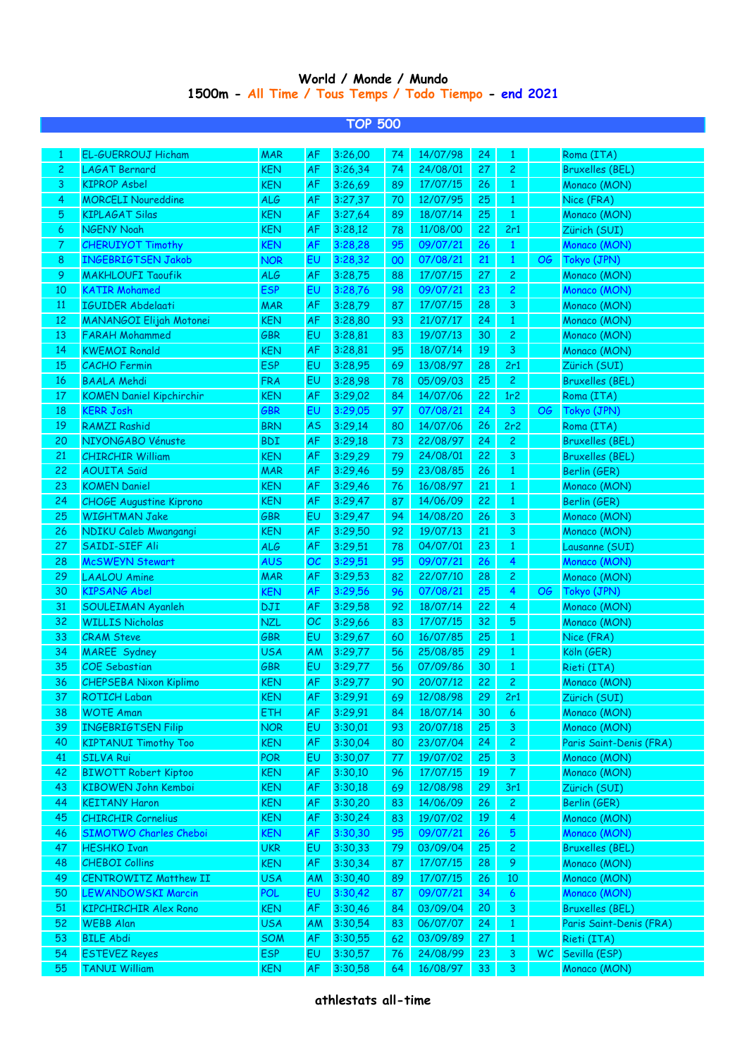# World / Monde / Mundo

## 1500m - All Time / Tous Temps / Todo Tiempo - end 2021

### TOP 500

| | | | | | | | | | | |
|---|---|---|---|---|---|---|---|---|---|---|
| 1 | EL-GUERROUJ Hicham | MAR | AF | 3:26,00 | 74 | 14/07/98 | 24 | 1 | | Roma (ITA) |
| 2 | LAGAT Bernard | KEN | AF | 3:26,34 | 74 | 24/08/01 | 27 | 2 | | Bruxelles (BEL) |
| 3 | KIPROP Asbel | KEN | AF | 3:26,69 | 89 | 17/07/15 | 26 | 1 | | Monaco (MON) |
| 4 | MORCELI Noureddine | ALG | AF | 3:27,37 | 70 | 12/07/95 | 25 | 1 | | Nice (FRA) |
| 5 | KIPLAGAT Silas | KEN | AF | 3:27,64 | 89 | 18/07/14 | 25 | 1 | | Monaco (MON) |
| 6 | NGENY Noah | KEN | AF | 3:28,12 | 78 | 11/08/00 | 22 | 2r1 | | Zürich (SUI) |
| 7 | CHERUIYOT Timothy | KEN | AF | 3:28,28 | 95 | 09/07/21 | 26 | 1 | | Monaco (MON) |
| 8 | INGEBRIGTSEN Jakob | NOR | EU | 3:28,32 | 00 | 07/08/21 | 21 | 1 | OG | Tokyo (JPN) |
| 9 | MAKHLOUFI Taoufik | ALG | AF | 3:28,75 | 88 | 17/07/15 | 27 | 2 | | Monaco (MON) |
| 10 | KATIR Mohamed | ESP | EU | 3:28,76 | 98 | 09/07/21 | 23 | 2 | | Monaco (MON) |
| 11 | IGUIDER Abdelaati | MAR | AF | 3:28,79 | 87 | 17/07/15 | 28 | 3 | | Monaco (MON) |
| 12 | MANANGOI Elijah Motonei | KEN | AF | 3:28,80 | 93 | 21/07/17 | 24 | 1 | | Monaco (MON) |
| 13 | FARAH Mohammed | GBR | EU | 3:28,81 | 83 | 19/07/13 | 30 | 2 | | Monaco (MON) |
| 14 | KWEMOI Ronald | KEN | AF | 3:28,81 | 95 | 18/07/14 | 19 | 3 | | Monaco (MON) |
| 15 | CACHO Fermin | ESP | EU | 3:28,95 | 69 | 13/08/97 | 28 | 2r1 | | Zürich (SUI) |
| 16 | BAALA Mehdi | FRA | EU | 3:28,98 | 78 | 05/09/03 | 25 | 2 | | Bruxelles (BEL) |
| 17 | KOMEN Daniel Kipchirchir | KEN | AF | 3:29,02 | 84 | 14/07/06 | 22 | 1r2 | | Roma (ITA) |
| 18 | KERR Josh | GBR | EU | 3:29,05 | 97 | 07/08/21 | 24 | 3 | OG | Tokyo (JPN) |
| 19 | RAMZI Rashid | BRN | AS | 3:29,14 | 80 | 14/07/06 | 26 | 2r2 | | Roma (ITA) |
| 20 | NIYONGABO Vénuste | BDI | AF | 3:29,18 | 73 | 22/08/97 | 24 | 2 | | Bruxelles (BEL) |
| 21 | CHIRCHIR William | KEN | AF | 3:29,29 | 79 | 24/08/01 | 22 | 3 | | Bruxelles (BEL) |
| 22 | AOUITA Saïd | MAR | AF | 3:29,46 | 59 | 23/08/85 | 26 | 1 | | Berlin (GER) |
| 23 | KOMEN Daniel | KEN | AF | 3:29,46 | 76 | 16/08/97 | 21 | 1 | | Monaco (MON) |
| 24 | CHOGE Augustine Kiprono | KEN | AF | 3:29,47 | 87 | 14/06/09 | 22 | 1 | | Berlin (GER) |
| 25 | WIGHTMAN Jake | GBR | EU | 3:29,47 | 94 | 14/08/20 | 26 | 3 | | Monaco (MON) |
| 26 | NDIKU Caleb Mwangangi | KEN | AF | 3:29,50 | 92 | 19/07/13 | 21 | 3 | | Monaco (MON) |
| 27 | SAIDI-SIEF Ali | ALG | AF | 3:29,51 | 78 | 04/07/01 | 23 | 1 | | Lausanne (SUI) |
| 28 | McSWEYN Stewart | AUS | OC | 3:29,51 | 95 | 09/07/21 | 26 | 4 | | Monaco (MON) |
| 29 | LAALOU Amine | MAR | AF | 3:29,53 | 82 | 22/07/10 | 28 | 2 | | Monaco (MON) |
| 30 | KIPSANG Abel | KEN | AF | 3:29,56 | 96 | 07/08/21 | 25 | 4 | OG | Tokyo (JPN) |
| 31 | SOULEIMAN Ayanleh | DJI | AF | 3:29,58 | 92 | 18/07/14 | 22 | 4 | | Monaco (MON) |
| 32 | WILLIS Nicholas | NZL | OC | 3:29,66 | 83 | 17/07/15 | 32 | 5 | | Monaco (MON) |
| 33 | CRAM Steve | GBR | EU | 3:29,67 | 60 | 16/07/85 | 25 | 1 | | Nice (FRA) |
| 34 | MAREE Sydney | USA | AM | 3:29,77 | 56 | 25/08/85 | 29 | 1 | | Köln (GER) |
| 35 | COE Sebastian | GBR | EU | 3:29,77 | 56 | 07/09/86 | 30 | 1 | | Rieti (ITA) |
| 36 | CHEPSEBA Nixon Kiplimo | KEN | AF | 3:29,77 | 90 | 20/07/12 | 22 | 2 | | Monaco (MON) |
| 37 | ROTICH Laban | KEN | AF | 3:29,91 | 69 | 12/08/98 | 29 | 2r1 | | Zürich (SUI) |
| 38 | WOTE Aman | ETH | AF | 3:29,91 | 84 | 18/07/14 | 30 | 6 | | Monaco (MON) |
| 39 | INGEBRIGTSEN Filip | NOR | EU | 3:30,01 | 93 | 20/07/18 | 25 | 3 | | Monaco (MON) |
| 40 | KIPTANUI Timothy Too | KEN | AF | 3:30,04 | 80 | 23/07/04 | 24 | 2 | | Paris Saint-Denis (FRA) |
| 41 | SILVA Rui | POR | EU | 3:30,07 | 77 | 19/07/02 | 25 | 3 | | Monaco (MON) |
| 42 | BIWOTT Robert Kiptoo | KEN | AF | 3:30,10 | 96 | 17/07/15 | 19 | 7 | | Monaco (MON) |
| 43 | KIBOWEN John Kemboi | KEN | AF | 3:30,18 | 69 | 12/08/98 | 29 | 3r1 | | Zürich (SUI) |
| 44 | KEITANY Haron | KEN | AF | 3:30,20 | 83 | 14/06/09 | 26 | 2 | | Berlin (GER) |
| 45 | CHIRCHIR Cornelius | KEN | AF | 3:30,24 | 83 | 19/07/02 | 19 | 4 | | Monaco (MON) |
| 46 | SIMOTWO Charles Cheboi | KEN | AF | 3:30,30 | 95 | 09/07/21 | 26 | 5 | | Monaco (MON) |
| 47 | HESHKO Ivan | UKR | EU | 3:30,33 | 79 | 03/09/04 | 25 | 2 | | Bruxelles (BEL) |
| 48 | CHEBOI Collins | KEN | AF | 3:30,34 | 87 | 17/07/15 | 28 | 9 | | Monaco (MON) |
| 49 | CENTROWITZ Matthew II | USA | AM | 3:30,40 | 89 | 17/07/15 | 26 | 10 | | Monaco (MON) |
| 50 | LEWANDOWSKI Marcin | POL | EU | 3:30,42 | 87 | 09/07/21 | 34 | 6 | | Monaco (MON) |
| 51 | KIPCHIRCHIR Alex Rono | KEN | AF | 3:30,46 | 84 | 03/09/04 | 20 | 3 | | Bruxelles (BEL) |
| 52 | WEBB Alan | USA | AM | 3:30,54 | 83 | 06/07/07 | 24 | 1 | | Paris Saint-Denis (FRA) |
| 53 | BILE Abdi | SOM | AF | 3:30,55 | 62 | 03/09/89 | 27 | 1 | | Rieti (ITA) |
| 54 | ESTEVEZ Reyes | ESP | EU | 3:30,57 | 76 | 24/08/99 | 23 | 3 | WC | Sevilla (ESP) |
| 55 | TANUI William | KEN | AF | 3:30,58 | 64 | 16/08/97 | 33 | 3 | | Monaco (MON) |

athlestats all-time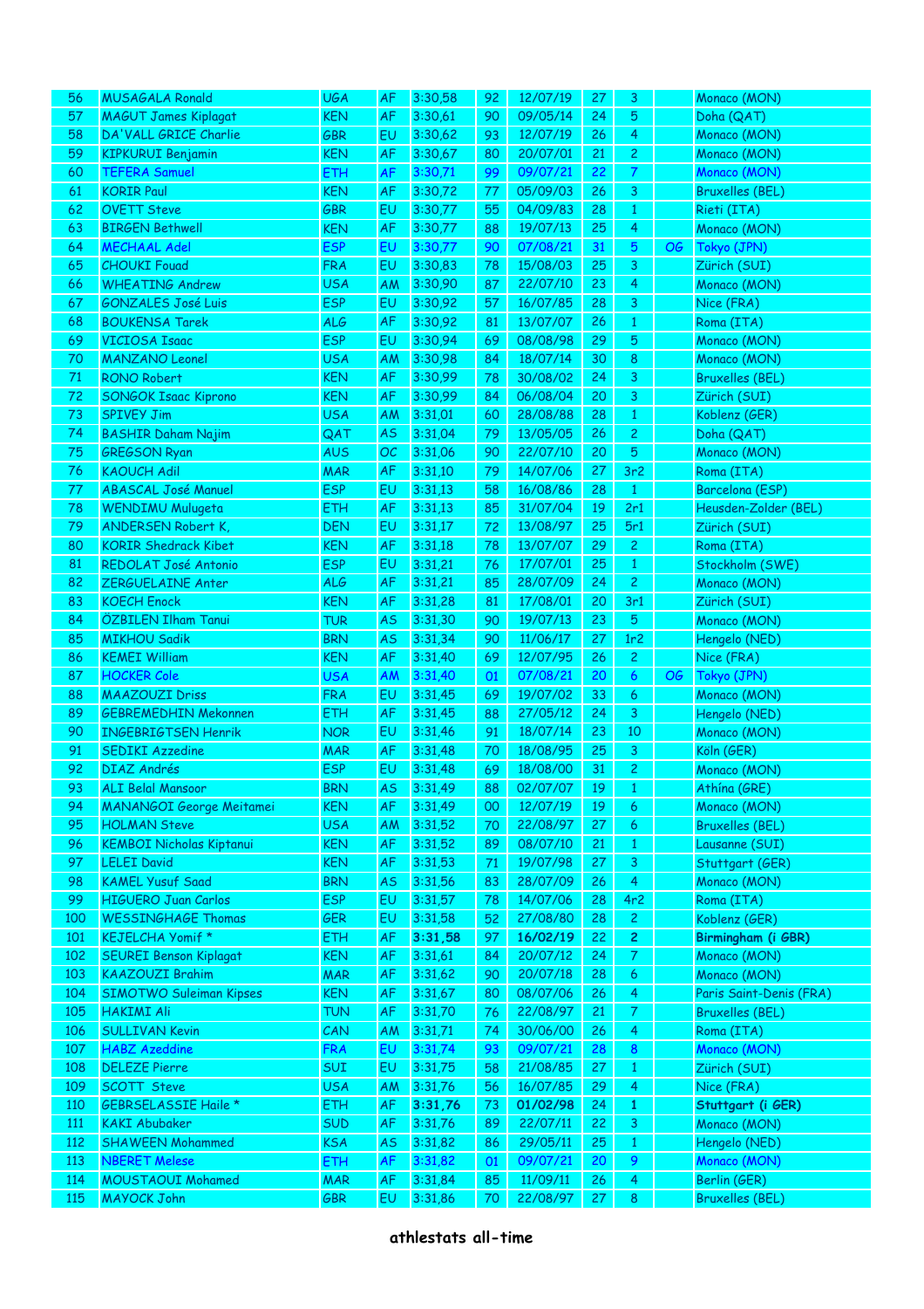| 56 | MUSAGALA Ronald | UGA | AF | 3:30,58 | 92 | 12/07/19 | 27 | 3 | | Monaco (MON) |
|---|---|---|---|---|---|---|---|---|---|---|
| 57 | MAGUT James Kiplagat | KEN | AF | 3:30,61 | 90 | 09/05/14 | 24 | 5 | | Doha (QAT) |
| 58 | DA'VALL GRICE Charlie | GBR | EU | 3:30,62 | 93 | 12/07/19 | 26 | 4 | | Monaco (MON) |
| 59 | KIPKURUI Benjamin | KEN | AF | 3:30,67 | 80 | 20/07/01 | 21 | 2 | | Monaco (MON) |
| 60 | TEFERA Samuel | ETH | AF | 3:30,71 | 99 | 09/07/21 | 22 | 7 | | Monaco (MON) |
| 61 | KORIR Paul | KEN | AF | 3:30,72 | 77 | 05/09/03 | 26 | 3 | | Bruxelles (BEL) |
| 62 | OVETT Steve | GBR | EU | 3:30,77 | 55 | 04/09/83 | 28 | 1 | | Rieti (ITA) |
| 63 | BIRGEN Bethwell | KEN | AF | 3:30,77 | 88 | 19/07/13 | 25 | 4 | | Monaco (MON) |
| 64 | MECHAAL Adel | ESP | EU | 3:30,77 | 90 | 07/08/21 | 31 | 5 | OG | Tokyo (JPN) |
| 65 | CHOUKI Fouad | FRA | EU | 3:30,83 | 78 | 15/08/03 | 25 | 3 | | Zürich (SUI) |
| 66 | WHEATING Andrew | USA | AM | 3:30,90 | 87 | 22/07/10 | 23 | 4 | | Monaco (MON) |
| 67 | GONZALES José Luis | ESP | EU | 3:30,92 | 57 | 16/07/85 | 28 | 3 | | Nice (FRA) |
| 68 | BOUKENSA Tarek | ALG | AF | 3:30,92 | 81 | 13/07/07 | 26 | 1 | | Roma (ITA) |
| 69 | VICIOSA Isaac | ESP | EU | 3:30,94 | 69 | 08/08/98 | 29 | 5 | | Monaco (MON) |
| 70 | MANZANO Leonel | USA | AM | 3:30,98 | 84 | 18/07/14 | 30 | 8 | | Monaco (MON) |
| 71 | RONO Robert | KEN | AF | 3:30,99 | 78 | 30/08/02 | 24 | 3 | | Bruxelles (BEL) |
| 72 | SONGOK Isaac Kiprono | KEN | AF | 3:30,99 | 84 | 06/08/04 | 20 | 3 | | Zürich (SUI) |
| 73 | SPIVEY Jim | USA | AM | 3:31,01 | 60 | 28/08/88 | 28 | 1 | | Koblenz (GER) |
| 74 | BASHIR Daham Najim | QAT | AS | 3:31,04 | 79 | 13/05/05 | 26 | 2 | | Doha (QAT) |
| 75 | GREGSON Ryan | AUS | OC | 3:31,06 | 90 | 22/07/10 | 20 | 5 | | Monaco (MON) |
| 76 | KAOUCH Adil | MAR | AF | 3:31,10 | 79 | 14/07/06 | 27 | 3r2 | | Roma (ITA) |
| 77 | ABASCAL José Manuel | ESP | EU | 3:31,13 | 58 | 16/08/86 | 28 | 1 | | Barcelona (ESP) |
| 78 | WENDIMU Mulugeta | ETH | AF | 3:31,13 | 85 | 31/07/04 | 19 | 2r1 | | Heusden-Zolder (BEL) |
| 79 | ANDERSEN Robert K, | DEN | EU | 3:31,17 | 72 | 13/08/97 | 25 | 5r1 | | Zürich (SUI) |
| 80 | KORIR Shedrack Kibet | KEN | AF | 3:31,18 | 78 | 13/07/07 | 29 | 2 | | Roma (ITA) |
| 81 | REDOLAT José Antonio | ESP | EU | 3:31,21 | 76 | 17/07/01 | 25 | 1 | | Stockholm (SWE) |
| 82 | ZERGUELAINE Anter | ALG | AF | 3:31,21 | 85 | 28/07/09 | 24 | 2 | | Monaco (MON) |
| 83 | KOECH Enock | KEN | AF | 3:31,28 | 81 | 17/08/01 | 20 | 3r1 | | Zürich (SUI) |
| 84 | ÖZBILEN Ilham Tanui | TUR | AS | 3:31,30 | 90 | 19/07/13 | 23 | 5 | | Monaco (MON) |
| 85 | MIKHOU Sadik | BRN | AS | 3:31,34 | 90 | 11/06/17 | 27 | 1r2 | | Hengelo (NED) |
| 86 | KEMEI William | KEN | AF | 3:31,40 | 69 | 12/07/95 | 26 | 2 | | Nice (FRA) |
| 87 | HOCKER Cole | USA | AM | 3:31,40 | 01 | 07/08/21 | 20 | 6 | OG | Tokyo (JPN) |
| 88 | MAAZOUZI Driss | FRA | EU | 3:31,45 | 69 | 19/07/02 | 33 | 6 | | Monaco (MON) |
| 89 | GEBREMEDHIN Mekonnen | ETH | AF | 3:31,45 | 88 | 27/05/12 | 24 | 3 | | Hengelo (NED) |
| 90 | INGEBRIGTSEN Henrik | NOR | EU | 3:31,46 | 91 | 18/07/14 | 23 | 10 | | Monaco (MON) |
| 91 | SEDIKI Azzedine | MAR | AF | 3:31,48 | 70 | 18/08/95 | 25 | 3 | | Köln (GER) |
| 92 | DIAZ Andrés | ESP | EU | 3:31,48 | 69 | 18/08/00 | 31 | 2 | | Monaco (MON) |
| 93 | ALI Belal Mansoor | BRN | AS | 3:31,49 | 88 | 02/07/07 | 19 | 1 | | Athína (GRE) |
| 94 | MANANGOI George Meitamei | KEN | AF | 3:31,49 | 00 | 12/07/19 | 19 | 6 | | Monaco (MON) |
| 95 | HOLMAN Steve | USA | AM | 3:31,52 | 70 | 22/08/97 | 27 | 6 | | Bruxelles (BEL) |
| 96 | KEMBOI Nicholas Kiptanui | KEN | AF | 3:31,52 | 89 | 08/07/10 | 21 | 1 | | Lausanne (SUI) |
| 97 | LELEI David | KEN | AF | 3:31,53 | 71 | 19/07/98 | 27 | 3 | | Stuttgart (GER) |
| 98 | KAMEL Yusuf Saad | BRN | AS | 3:31,56 | 83 | 28/07/09 | 26 | 4 | | Monaco (MON) |
| 99 | HIGUERO Juan Carlos | ESP | EU | 3:31,57 | 78 | 14/07/06 | 28 | 4r2 | | Roma (ITA) |
| 100 | WESSINGHAGE Thomas | GER | EU | 3:31,58 | 52 | 27/08/80 | 28 | 2 | | Koblenz (GER) |
| 101 | KEJELCHA Yomif * | ETH | AF | **3:31,58** | 97 | **16/02/19** | 22 | **2** | | **Birmingham (i GBR)** |
| 102 | SEUREI Benson Kiplagat | KEN | AF | 3:31,61 | 84 | 20/07/12 | 24 | 7 | | Monaco (MON) |
| 103 | KAAZOUZI Brahim | MAR | AF | 3:31,62 | 90 | 20/07/18 | 28 | 6 | | Monaco (MON) |
| 104 | SIMOTWO Suleiman Kipses | KEN | AF | 3:31,67 | 80 | 08/07/06 | 26 | 4 | | Paris Saint-Denis (FRA) |
| 105 | HAKIMI Ali | TUN | AF | 3:31,70 | 76 | 22/08/97 | 21 | 7 | | Bruxelles (BEL) |
| 106 | SULLIVAN Kevin | CAN | AM | 3:31,71 | 74 | 30/06/00 | 26 | 4 | | Roma (ITA) |
| 107 | HABZ Azeddine | FRA | EU | 3:31,74 | 93 | 09/07/21 | 28 | 8 | | Monaco (MON) |
| 108 | DELEZE Pierre | SUI | EU | 3:31,75 | 58 | 21/08/85 | 27 | 1 | | Zürich (SUI) |
| 109 | SCOTT Steve | USA | AM | 3:31,76 | 56 | 16/07/85 | 29 | 4 | | Nice (FRA) |
| 110 | GEBRSELASSIE Haile * | ETH | AF | **3:31,76** | 73 | **01/02/98** | 24 | **1** | | **Stuttgart (i GER)** |
| 111 | KAKI Abubaker | SUD | AF | 3:31,76 | 89 | 22/07/11 | 22 | 3 | | Monaco (MON) |
| 112 | SHAWEEN Mohammed | KSA | AS | 3:31,82 | 86 | 29/05/11 | 25 | 1 | | Hengelo (NED) |
| 113 | NBERET Melese | ETH | AF | 3:31,82 | 01 | 09/07/21 | 20 | 9 | | Monaco (MON) |
| 114 | MOUSTAOUI Mohamed | MAR | AF | 3:31,84 | 85 | 11/09/11 | 26 | 4 | | Berlin (GER) |
| 115 | MAYOCK John | GBR | EU | 3:31,86 | 70 | 22/08/97 | 27 | 8 | | Bruxelles (BEL) |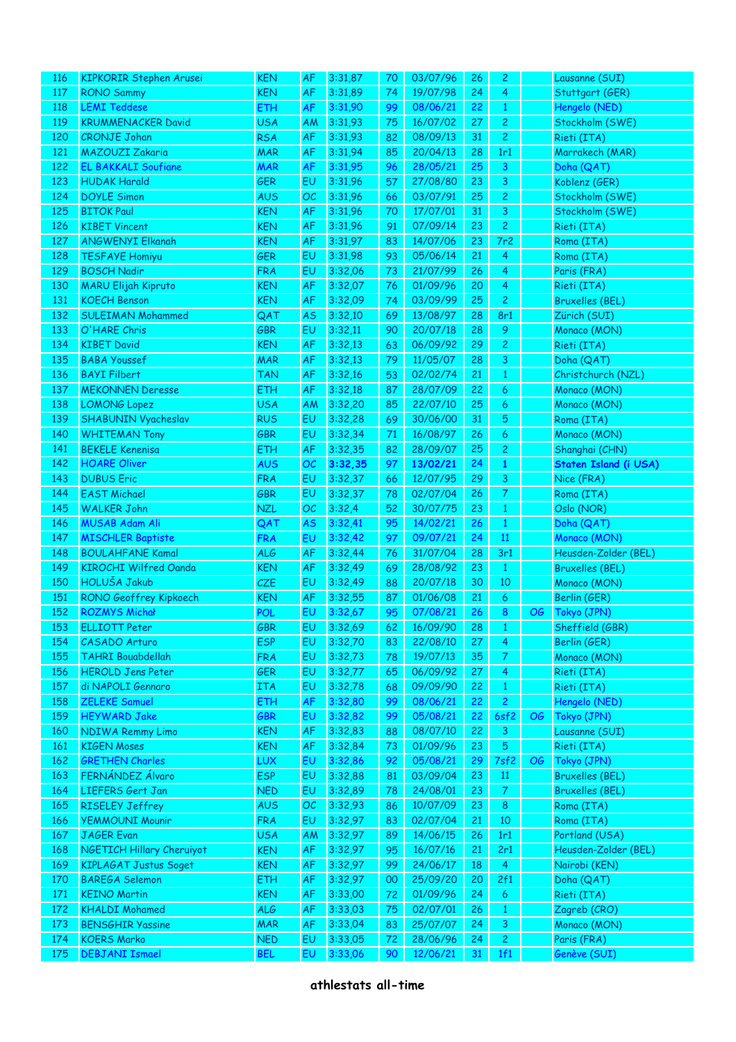| | | | | | | | | | | |
|---|---|---|---|---|---|---|---|---|---|---|
| 116 | KIPKORIR Stephen Arusei | KEN | AF | 3:31,87 | 70 | 03/07/96 | 26 | 2 | | Lausanne (SUI) |
| 117 | RONO Sammy | KEN | AF | 3:31,89 | 74 | 19/07/98 | 24 | 4 | | Stuttgart (GER) |
| 118 | LEMI Teddese | ETH | AF | 3:31,90 | 99 | 08/06/21 | 22 | 1 | | Hengelo (NED) |
| 119 | KRUMMENACKER David | USA | AM | 3:31,93 | 75 | 16/07/02 | 27 | 2 | | Stockholm (SWE) |
| 120 | CRONJE Johan | RSA | AF | 3:31,93 | 82 | 08/09/13 | 31 | 2 | | Rieti (ITA) |
| 121 | MAZOUZI Zakaria | MAR | AF | 3:31,94 | 85 | 20/04/13 | 28 | 1r1 | | Marrakech (MAR) |
| 122 | EL BAKKALI Soufiane | MAR | AF | 3:31,95 | 96 | 28/05/21 | 25 | 3 | | Doha (QAT) |
| 123 | HUDAK Harald | GER | EU | 3:31,96 | 57 | 27/08/80 | 23 | 3 | | Koblenz (GER) |
| 124 | DOYLE Simon | AUS | OC | 3:31,96 | 66 | 03/07/91 | 25 | 2 | | Stockholm (SWE) |
| 125 | BITOK Paul | KEN | AF | 3:31,96 | 70 | 17/07/01 | 31 | 3 | | Stockholm (SWE) |
| 126 | KIBET Vincent | KEN | AF | 3:31,96 | 91 | 07/09/14 | 23 | 2 | | Rieti (ITA) |
| 127 | ANGWENYI Elkanah | KEN | AF | 3:31,97 | 83 | 14/07/06 | 23 | 7r2 | | Roma (ITA) |
| 128 | TESFAYE Homiyu | GER | EU | 3:31,98 | 93 | 05/06/14 | 21 | 4 | | Roma (ITA) |
| 129 | BOSCH Nadir | FRA | EU | 3:32,06 | 73 | 21/07/99 | 26 | 4 | | Paris (FRA) |
| 130 | MARU Elijah Kipruto | KEN | AF | 3:32,07 | 76 | 01/09/96 | 20 | 4 | | Rieti (ITA) |
| 131 | KOECH Benson | KEN | AF | 3:32,09 | 74 | 03/09/99 | 25 | 2 | | Bruxelles (BEL) |
| 132 | SULEIMAN Mohammed | QAT | AS | 3:32,10 | 69 | 13/08/97 | 28 | 8r1 | | Zürich (SUI) |
| 133 | O'HARE Chris | GBR | EU | 3:32,11 | 90 | 20/07/18 | 28 | 9 | | Monaco (MON) |
| 134 | KIBET David | KEN | AF | 3:32,13 | 63 | 06/09/92 | 29 | 2 | | Rieti (ITA) |
| 135 | BABA Youssef | MAR | AF | 3:32,13 | 79 | 11/05/07 | 28 | 3 | | Doha (QAT) |
| 136 | BAYI Filbert | TAN | AF | 3:32,16 | 53 | 02/02/74 | 21 | 1 | | Christchurch (NZL) |
| 137 | MEKONNEN Deresse | ETH | AF | 3:32,18 | 87 | 28/07/09 | 22 | 6 | | Monaco (MON) |
| 138 | LOMONG Lopez | USA | AM | 3:32,20 | 85 | 22/07/10 | 25 | 6 | | Monaco (MON) |
| 139 | SHABUNIN Vyacheslav | RUS | EU | 3:32,28 | 69 | 30/06/00 | 31 | 5 | | Roma (ITA) |
| 140 | WHITEMAN Tony | GBR | EU | 3:32,34 | 71 | 16/08/97 | 26 | 6 | | Monaco (MON) |
| 141 | BEKELE Kenenisa | ETH | AF | 3:32,35 | 82 | 28/09/07 | 25 | 2 | | Shanghai (CHN) |
| 142 | HOARE Oliver | AUS | OC | **3:32,35** | 97 | **13/02/21** | 24 | **1** | | **Staten Island (i USA)** |
| 143 | DUBUS Eric | FRA | EU | 3:32,37 | 66 | 12/07/95 | 29 | 3 | | Nice (FRA) |
| 144 | EAST Michael | GBR | EU | 3:32,37 | 78 | 02/07/04 | 26 | 7 | | Roma (ITA) |
| 145 | WALKER John | NZL | OC | 3:32,4 | 52 | 30/07/75 | 23 | 1 | | Oslo (NOR) |
| 146 | MUSAB Adam Ali | QAT | AS | 3:32,41 | 95 | 14/02/21 | 26 | 1 | | Doha (QAT) |
| 147 | MISCHLER Baptiste | FRA | EU | 3:32,42 | 97 | 09/07/21 | 24 | 11 | | Monaco (MON) |
| 148 | BOULAHFANE Kamal | ALG | AF | 3:32,44 | 76 | 31/07/04 | 28 | 3r1 | | Heusden-Zolder (BEL) |
| 149 | KIROCHI Wilfred Oanda | KEN | AF | 3:32,49 | 69 | 28/08/92 | 23 | 1 | | Bruxelles (BEL) |
| 150 | HOLUŠA Jakub | CZE | EU | 3:32,49 | 88 | 20/07/18 | 30 | 10 | | Monaco (MON) |
| 151 | RONO Geoffrey Kipkoech | KEN | AF | 3:32,55 | 87 | 01/06/08 | 21 | 6 | | Berlin (GER) |
| 152 | ROZMYS Michał | POL | EU | 3:32,67 | 95 | 07/08/21 | 26 | 8 | OG | Tokyo (JPN) |
| 153 | ELLIOTT Peter | GBR | EU | 3:32,69 | 62 | 16/09/90 | 28 | 1 | | Sheffield (GBR) |
| 154 | CASADO Arturo | ESP | EU | 3:32,70 | 83 | 22/08/10 | 27 | 4 | | Berlin (GER) |
| 155 | TAHRI Bouabdellah | FRA | EU | 3:32,73 | 78 | 19/07/13 | 35 | 7 | | Monaco (MON) |
| 156 | HEROLD Jens Peter | GER | EU | 3:32,77 | 65 | 06/09/92 | 27 | 4 | | Rieti (ITA) |
| 157 | di NAPOLI Gennaro | ITA | EU | 3:32,78 | 68 | 09/09/90 | 22 | 1 | | Rieti (ITA) |
| 158 | ZELEKE Samuel | ETH | AF | 3:32,80 | 99 | 08/06/21 | 22 | 2 | | Hengelo (NED) |
| 159 | HEYWARD Jake | GBR | EU | 3:32,82 | 99 | 05/08/21 | 22 | 6sf2 | OG | Tokyo (JPN) |
| 160 | NDIWA Remmy Limo | KEN | AF | 3:32,83 | 88 | 08/07/10 | 22 | 3 | | Lausanne (SUI) |
| 161 | KIGEN Moses | KEN | AF | 3:32,84 | 73 | 01/09/96 | 23 | 5 | | Rieti (ITA) |
| 162 | GRETHEN Charles | LUX | EU | 3:32,86 | 92 | 05/08/21 | 29 | 7sf2 | OG | Tokyo (JPN) |
| 163 | FERNÁNDEZ Álvaro | ESP | EU | 3:32,88 | 81 | 03/09/04 | 23 | 11 | | Bruxelles (BEL) |
| 164 | LIEFERS Gert Jan | NED | EU | 3:32,89 | 78 | 24/08/01 | 23 | 7 | | Bruxelles (BEL) |
| 165 | RISELEY Jeffrey | AUS | OC | 3:32,93 | 86 | 10/07/09 | 23 | 8 | | Roma (ITA) |
| 166 | YEMMOUNI Mounir | FRA | EU | 3:32,97 | 83 | 02/07/04 | 21 | 10 | | Roma (ITA) |
| 167 | JAGER Evan | USA | AM | 3:32,97 | 89 | 14/06/15 | 26 | 1r1 | | Portland (USA) |
| 168 | NGETICH Hillary Cheruiyot | KEN | AF | 3:32,97 | 95 | 16/07/16 | 21 | 2r1 | | Heusden-Zolder (BEL) |
| 169 | KIPLAGAT Justus Soget | KEN | AF | 3:32,97 | 99 | 24/06/17 | 18 | 4 | | Nairobi (KEN) |
| 170 | BAREGA Selemon | ETH | AF | 3:32,97 | 00 | 25/09/20 | 20 | 2f1 | | Doha (QAT) |
| 171 | KEINO Martin | KEN | AF | 3:33,00 | 72 | 01/09/96 | 24 | 6 | | Rieti (ITA) |
| 172 | KHALDI Mohamed | ALG | AF | 3:33,03 | 75 | 02/07/01 | 26 | 1 | | Zagreb (CRO) |
| 173 | BENSGHIR Yassine | MAR | AF | 3:33,04 | 83 | 25/07/07 | 24 | 3 | | Monaco (MON) |
| 174 | KOERS Marko | NED | EU | 3:33,05 | 72 | 28/06/96 | 24 | 2 | | Paris (FRA) |
| 175 | DEBJANI Ismael | BEL | EU | 3:33,06 | 90 | 12/06/21 | 31 | 1f1 | | Genève (SUI) |

**athlestats all-time**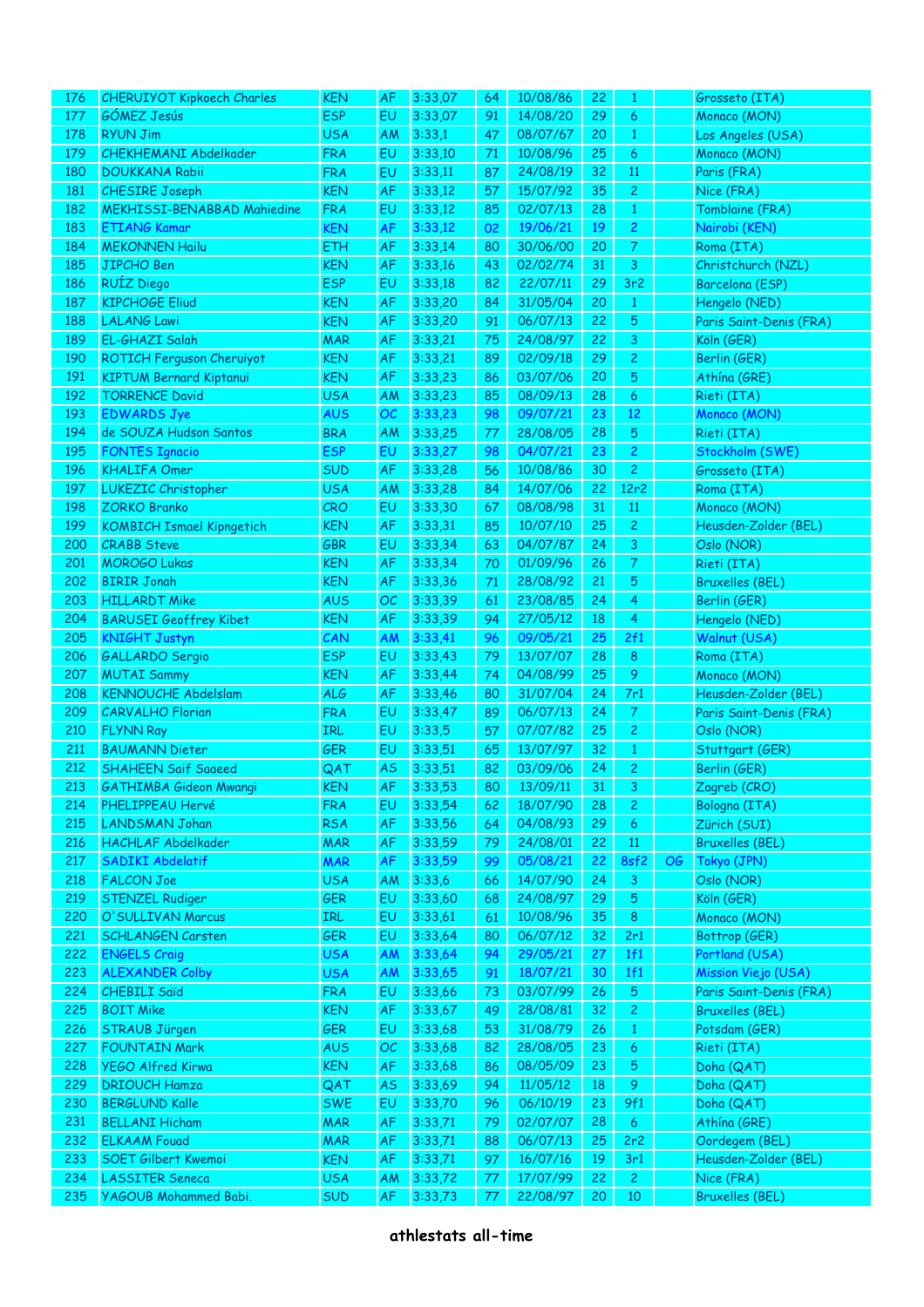| 176 | CHERUIYOT Kipkoech Charles | KEN | AF | 3:33,07 | 64 | 10/08/86 | 22 | 1 | | Grosseto (ITA) |
|---|---|---|---|---|---|---|---|---|---|---|
| 177 | GÓMEZ Jesús | ESP | EU | 3:33,07 | 91 | 14/08/20 | 29 | 6 | | Monaco (MON) |
| 178 | RYUN Jim | USA | AM | 3:33,1 | 47 | 08/07/67 | 20 | 1 | | Los Angeles (USA) |
| 179 | CHEKHEMANI Abdelkader | FRA | EU | 3:33,10 | 71 | 10/08/96 | 25 | 6 | | Monaco (MON) |
| 180 | DOUKKANA Rabii | FRA | EU | 3:33,11 | 87 | 24/08/19 | 32 | 11 | | Paris (FRA) |
| 181 | CHESIRE Joseph | KEN | AF | 3:33,12 | 57 | 15/07/92 | 35 | 2 | | Nice (FRA) |
| 182 | MEKHISSI-BENABBAD Mahiedine | FRA | EU | 3:33,12 | 85 | 02/07/13 | 28 | 1 | | Tomblaine (FRA) |
| 183 | ETIANG Kamar | KEN | AF | 3:33,12 | 02 | 19/06/21 | 19 | 2 | | Nairobi (KEN) |
| 184 | MEKONNEN Hailu | ETH | AF | 3:33,14 | 80 | 30/06/00 | 20 | 7 | | Roma (ITA) |
| 185 | JIPCHO Ben | KEN | AF | 3:33,16 | 43 | 02/02/74 | 31 | 3 | | Christchurch (NZL) |
| 186 | RUÍZ Diego | ESP | EU | 3:33,18 | 82 | 22/07/11 | 29 | 3r2 | | Barcelona (ESP) |
| 187 | KIPCHOGE Eliud | KEN | AF | 3:33,20 | 84 | 31/05/04 | 20 | 1 | | Hengelo (NED) |
| 188 | LALANG Lawi | KEN | AF | 3:33,20 | 91 | 06/07/13 | 22 | 5 | | Paris Saint-Denis (FRA) |
| 189 | EL-GHAZI Salah | MAR | AF | 3:33,21 | 75 | 24/08/97 | 22 | 3 | | Köln (GER) |
| 190 | ROTICH Ferguson Cheruiyot | KEN | AF | 3:33,21 | 89 | 02/09/18 | 29 | 2 | | Berlin (GER) |
| 191 | KIPTUM Bernard Kiptanui | KEN | AF | 3:33,23 | 86 | 03/07/06 | 20 | 5 | | Athína (GRE) |
| 192 | TORRENCE David | USA | AM | 3:33,23 | 85 | 08/09/13 | 28 | 6 | | Rieti (ITA) |
| 193 | EDWARDS Jye | AUS | OC | 3:33,23 | 98 | 09/07/21 | 23 | 12 | | Monaco (MON) |
| 194 | de SOUZA Hudson Santos | BRA | AM | 3:33,25 | 77 | 28/08/05 | 28 | 5 | | Rieti (ITA) |
| 195 | FONTES Ignacio | ESP | EU | 3:33,27 | 98 | 04/07/21 | 23 | 2 | | Stockholm (SWE) |
| 196 | KHALIFA Omer | SUD | AF | 3:33,28 | 56 | 10/08/86 | 30 | 2 | | Grosseto (ITA) |
| 197 | LUKEZIC Christopher | USA | AM | 3:33,28 | 84 | 14/07/06 | 22 | 12r2 | | Roma (ITA) |
| 198 | ZORKO Branko | CRO | EU | 3:33,30 | 67 | 08/08/98 | 31 | 11 | | Monaco (MON) |
| 199 | KOMBICH Ismael Kipngetich | KEN | AF | 3:33,31 | 85 | 10/07/10 | 25 | 2 | | Heusden-Zolder (BEL) |
| 200 | CRABB Steve | GBR | EU | 3:33,34 | 63 | 04/07/87 | 24 | 3 | | Oslo (NOR) |
| 201 | MOROGO Lukas | KEN | AF | 3:33,34 | 70 | 01/09/96 | 26 | 7 | | Rieti (ITA) |
| 202 | BIRIR Jonah | KEN | AF | 3:33,36 | 71 | 28/08/92 | 21 | 5 | | Bruxelles (BEL) |
| 203 | HILLARDT Mike | AUS | OC | 3:33,39 | 61 | 23/08/85 | 24 | 4 | | Berlin (GER) |
| 204 | BARUSEI Geoffrey Kibet | KEN | AF | 3:33,39 | 94 | 27/05/12 | 18 | 4 | | Hengelo (NED) |
| 205 | KNIGHT Justyn | CAN | AM | 3:33,41 | 96 | 09/05/21 | 25 | 2f1 | | Walnut (USA) |
| 206 | GALLARDO Sergio | ESP | EU | 3:33,43 | 79 | 13/07/07 | 28 | 8 | | Roma (ITA) |
| 207 | MUTAI Sammy | KEN | AF | 3:33,44 | 74 | 04/08/99 | 25 | 9 | | Monaco (MON) |
| 208 | KENNOUCHE Abdelslam | ALG | AF | 3:33,46 | 80 | 31/07/04 | 24 | 7r1 | | Heusden-Zolder (BEL) |
| 209 | CARVALHO Florian | FRA | EU | 3:33,47 | 89 | 06/07/13 | 24 | 7 | | Paris Saint-Denis (FRA) |
| 210 | FLYNN Ray | IRL | EU | 3:33,5 | 57 | 07/07/82 | 25 | 2 | | Oslo (NOR) |
| 211 | BAUMANN Dieter | GER | EU | 3:33,51 | 65 | 13/07/97 | 32 | 1 | | Stuttgart (GER) |
| 212 | SHAHEEN Saif Saaeed | QAT | AS | 3:33,51 | 82 | 03/09/06 | 24 | 2 | | Berlin (GER) |
| 213 | GATHIMBA Gideon Mwangi | KEN | AF | 3:33,53 | 80 | 13/09/11 | 31 | 3 | | Zagreb (CRO) |
| 214 | PHELIPPEAU Hervé | FRA | EU | 3:33,54 | 62 | 18/07/90 | 28 | 2 | | Bologna (ITA) |
| 215 | LANDSMAN Johan | RSA | AF | 3:33,56 | 64 | 04/08/93 | 29 | 6 | | Zürich (SUI) |
| 216 | HACHLAF Abdelkader | MAR | AF | 3:33,59 | 79 | 24/08/01 | 22 | 11 | | Bruxelles (BEL) |
| 217 | SADIKI Abdelatif | MAR | AF | 3:33,59 | 99 | 05/08/21 | 22 | 8sf2 | OG | Tokyo (JPN) |
| 218 | FALCON Joe | USA | AM | 3:33,6 | 66 | 14/07/90 | 24 | 3 | | Oslo (NOR) |
| 219 | STENZEL Rudiger | GER | EU | 3:33,60 | 68 | 24/08/97 | 29 | 5 | | Köln (GER) |
| 220 | O'SULLIVAN Marcus | IRL | EU | 3:33,61 | 61 | 10/08/96 | 35 | 8 | | Monaco (MON) |
| 221 | SCHLANGEN Carsten | GER | EU | 3:33,64 | 80 | 06/07/12 | 32 | 2r1 | | Bottrop (GER) |
| 222 | ENGELS Craig | USA | AM | 3:33,64 | 94 | 29/05/21 | 27 | 1f1 | | Portland (USA) |
| 223 | ALEXANDER Colby | USA | AM | 3:33,65 | 91 | 18/07/21 | 30 | 1f1 | | Mission Viejo (USA) |
| 224 | CHEBILI Saïd | FRA | EU | 3:33,66 | 73 | 03/07/99 | 26 | 5 | | Paris Saint-Denis (FRA) |
| 225 | BOIT Mike | KEN | AF | 3:33,67 | 49 | 28/08/81 | 32 | 2 | | Bruxelles (BEL) |
| 226 | STRAUB Jürgen | GER | EU | 3:33,68 | 53 | 31/08/79 | 26 | 1 | | Potsdam (GER) |
| 227 | FOUNTAIN Mark | AUS | OC | 3:33,68 | 82 | 28/08/05 | 23 | 6 | | Rieti (ITA) |
| 228 | YEGO Alfred Kirwa | KEN | AF | 3:33,68 | 86 | 08/05/09 | 23 | 5 | | Doha (QAT) |
| 229 | DRIOUCH Hamza | QAT | AS | 3:33,69 | 94 | 11/05/12 | 18 | 9 | | Doha (QAT) |
| 230 | BERGLUND Kalle | SWE | EU | 3:33,70 | 96 | 06/10/19 | 23 | 9f1 | | Doha (QAT) |
| 231 | BELLANI Hicham | MAR | AF | 3:33,71 | 79 | 02/07/07 | 28 | 6 | | Athína (GRE) |
| 232 | ELKAAM Fouad | MAR | AF | 3:33,71 | 88 | 06/07/13 | 25 | 2r2 | | Oordegem (BEL) |
| 233 | SOET Gilbert Kwemoi | KEN | AF | 3:33,71 | 97 | 16/07/16 | 19 | 3r1 | | Heusden-Zolder (BEL) |
| 234 | LASSITER Seneca | USA | AM | 3:33,72 | 77 | 17/07/99 | 22 | 2 | | Nice (FRA) |
| 235 | YAGOUB Mohammed Babi. | SUD | AF | 3:33,73 | 77 | 22/08/97 | 20 | 10 | | Bruxelles (BEL) |

**athlestats all-time**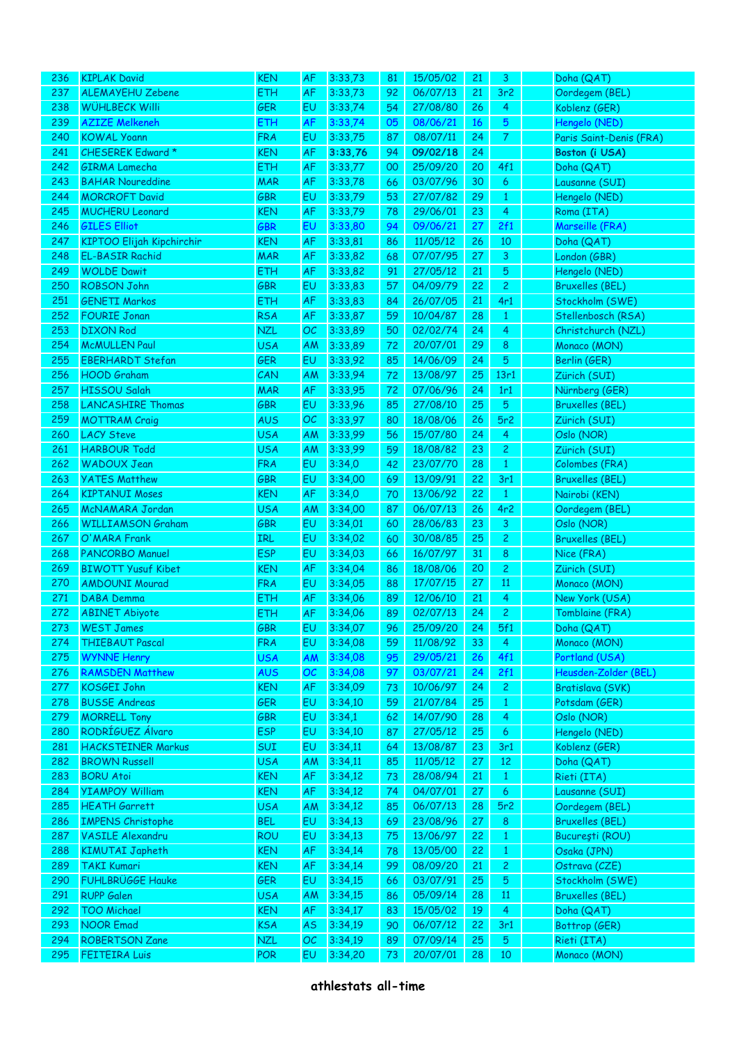| 236 | KIPLAK David | KEN | AF | 3:33,73 | 81 | 15/05/02 | 21 | 3 | | Doha (QAT) |
|---|---|---|---|---|---|---|---|---|---|---|
| 237 | ALEMAYEHU Zebene | ETH | AF | 3:33,73 | 92 | 06/07/13 | 21 | 3r2 | | Oordegem (BEL) |
| 238 | WÜHLBECK Willi | GER | EU | 3:33,74 | 54 | 27/08/80 | 26 | 4 | | Koblenz (GER) |
| 239 | AZIZE Melkeneh | ETH | AF | 3:33,74 | 05 | 08/06/21 | 16 | 5 | | Hengelo (NED) |
| 240 | KOWAL Yoann | FRA | EU | 3:33,75 | 87 | 08/07/11 | 24 | 7 | | Paris Saint-Denis (FRA) |
| 241 | CHESEREK Edward * | KEN | AF | **3:33,76** | 94 | **09/02/18** | 24 | | | **Boston (i USA)** |
| 242 | GIRMA Lamecha | ETH | AF | 3:33,77 | 00 | 25/09/20 | 20 | 4f1 | | Doha (QAT) |
| 243 | BAHAR Noureddine | MAR | AF | 3:33,78 | 66 | 03/07/96 | 30 | 6 | | Lausanne (SUI) |
| 244 | MORCROFT David | GBR | EU | 3:33,79 | 53 | 27/07/82 | 29 | 1 | | Hengelo (NED) |
| 245 | MUCHERU Leonard | KEN | AF | 3:33,79 | 78 | 29/06/01 | 23 | 4 | | Roma (ITA) |
| 246 | GILES Elliot | GBR | EU | 3:33,80 | 94 | 09/06/21 | 27 | 2f1 | | Marseille (FRA) |
| 247 | KIPTOO Elijah Kipchirchir | KEN | AF | 3:33,81 | 86 | 11/05/12 | 26 | 10 | | Doha (QAT) |
| 248 | EL-BASIR Rachid | MAR | AF | 3:33,82 | 68 | 07/07/95 | 27 | 3 | | London (GBR) |
| 249 | WOLDE Dawit | ETH | AF | 3:33,82 | 91 | 27/05/12 | 21 | 5 | | Hengelo (NED) |
| 250 | ROBSON John | GBR | EU | 3:33,83 | 57 | 04/09/79 | 22 | 2 | | Bruxelles (BEL) |
| 251 | GENETI Markos | ETH | AF | 3:33,83 | 84 | 26/07/05 | 21 | 4r1 | | Stockholm (SWE) |
| 252 | FOURIE Jonan | RSA | AF | 3:33,87 | 59 | 10/04/87 | 28 | 1 | | Stellenbosch (RSA) |
| 253 | DIXON Rod | NZL | OC | 3:33,89 | 50 | 02/02/74 | 24 | 4 | | Christchurch (NZL) |
| 254 | McMULLEN Paul | USA | AM | 3:33,89 | 72 | 20/07/01 | 29 | 8 | | Monaco (MON) |
| 255 | EBERHARDT Stefan | GER | EU | 3:33,92 | 85 | 14/06/09 | 24 | 5 | | Berlin (GER) |
| 256 | HOOD Graham | CAN | AM | 3:33,94 | 72 | 13/08/97 | 25 | 13r1 | | Zürich (SUI) |
| 257 | HISSOU Salah | MAR | AF | 3:33,95 | 72 | 07/06/96 | 24 | 1r1 | | Nürnberg (GER) |
| 258 | LANCASHIRE Thomas | GBR | EU | 3:33,96 | 85 | 27/08/10 | 25 | 5 | | Bruxelles (BEL) |
| 259 | MOTTRAM Craig | AUS | OC | 3:33,97 | 80 | 18/08/06 | 26 | 5r2 | | Zürich (SUI) |
| 260 | LACY Steve | USA | AM | 3:33,99 | 56 | 15/07/80 | 24 | 4 | | Oslo (NOR) |
| 261 | HARBOUR Todd | USA | AM | 3:33,99 | 59 | 18/08/82 | 23 | 2 | | Zürich (SUI) |
| 262 | WADOUX Jean | FRA | EU | 3:34,0 | 42 | 23/07/70 | 28 | 1 | | Colombes (FRA) |
| 263 | YATES Matthew | GBR | EU | 3:34,00 | 69 | 13/09/91 | 22 | 3r1 | | Bruxelles (BEL) |
| 264 | KIPTANUI Moses | KEN | AF | 3:34,0 | 70 | 13/06/92 | 22 | 1 | | Nairobi (KEN) |
| 265 | McNAMARA Jordan | USA | AM | 3:34,00 | 87 | 06/07/13 | 26 | 4r2 | | Oordegem (BEL) |
| 266 | WILLIAMSON Graham | GBR | EU | 3:34,01 | 60 | 28/06/83 | 23 | 3 | | Oslo (NOR) |
| 267 | O'MARA Frank | IRL | EU | 3:34,02 | 60 | 30/08/85 | 25 | 2 | | Bruxelles (BEL) |
| 268 | PANCORBO Manuel | ESP | EU | 3:34,03 | 66 | 16/07/97 | 31 | 8 | | Nice (FRA) |
| 269 | BIWOTT Yusuf Kibet | KEN | AF | 3:34,04 | 86 | 18/08/06 | 20 | 2 | | Zürich (SUI) |
| 270 | AMDOUNI Mourad | FRA | EU | 3:34,05 | 88 | 17/07/15 | 27 | 11 | | Monaco (MON) |
| 271 | DABA Demma | ETH | AF | 3:34,06 | 89 | 12/06/10 | 21 | 4 | | New York (USA) |
| 272 | ABINET Abiyote | ETH | AF | 3:34,06 | 89 | 02/07/13 | 24 | 2 | | Tomblaine (FRA) |
| 273 | WEST James | GBR | EU | 3:34,07 | 96 | 25/09/20 | 24 | 5f1 | | Doha (QAT) |
| 274 | THIEBAUT Pascal | FRA | EU | 3:34,08 | 59 | 11/08/92 | 33 | 4 | | Monaco (MON) |
| 275 | WYNNE Henry | USA | AM | 3:34,08 | 95 | 29/05/21 | 26 | 4f1 | | Portland (USA) |
| 276 | RAMSDEN Matthew | AUS | OC | 3:34,08 | 97 | 03/07/21 | 24 | 2f1 | | Heusden-Zolder (BEL) |
| 277 | KOSGEI John | KEN | AF | 3:34,09 | 73 | 10/06/97 | 24 | 2 | | Bratislava (SVK) |
| 278 | BUSSE Andreas | GER | EU | 3:34,10 | 59 | 21/07/84 | 25 | 1 | | Potsdam (GER) |
| 279 | MORRELL Tony | GBR | EU | 3:34,1 | 62 | 14/07/90 | 28 | 4 | | Oslo (NOR) |
| 280 | RODRÍGUEZ Álvaro | ESP | EU | 3:34,10 | 87 | 27/05/12 | 25 | 6 | | Hengelo (NED) |
| 281 | HACKSTEINER Markus | SUI | EU | 3:34,11 | 64 | 13/08/87 | 23 | 3r1 | | Koblenz (GER) |
| 282 | BROWN Russell | USA | AM | 3:34,11 | 85 | 11/05/12 | 27 | 12 | | Doha (QAT) |
| 283 | BORU Atoi | KEN | AF | 3:34,12 | 73 | 28/08/94 | 21 | 1 | | Rieti (ITA) |
| 284 | YIAMPOY William | KEN | AF | 3:34,12 | 74 | 04/07/01 | 27 | 6 | | Lausanne (SUI) |
| 285 | HEATH Garrett | USA | AM | 3:34,12 | 85 | 06/07/13 | 28 | 5r2 | | Oordegem (BEL) |
| 286 | IMPENS Christophe | BEL | EU | 3:34,13 | 69 | 23/08/96 | 27 | 8 | | Bruxelles (BEL) |
| 287 | VASILE Alexandru | ROU | EU | 3:34,13 | 75 | 13/06/97 | 22 | 1 | | București (ROU) |
| 288 | KIMUTAI Japheth | KEN | AF | 3:34,14 | 78 | 13/05/00 | 22 | 1 | | Osaka (JPN) |
| 289 | TAKI Kumari | KEN | AF | 3:34,14 | 99 | 08/09/20 | 21 | 2 | | Ostrava (CZE) |
| 290 | FUHLBRÜGGE Hauke | GER | EU | 3:34,15 | 66 | 03/07/91 | 25 | 5 | | Stockholm (SWE) |
| 291 | RUPP Galen | USA | AM | 3:34,15 | 86 | 05/09/14 | 28 | 11 | | Bruxelles (BEL) |
| 292 | TOO Michael | KEN | AF | 3:34,17 | 83 | 15/05/02 | 19 | 4 | | Doha (QAT) |
| 293 | NOOR Emad | KSA | AS | 3:34,19 | 90 | 06/07/12 | 22 | 3r1 | | Bottrop (GER) |
| 294 | ROBERTSON Zane | NZL | OC | 3:34,19 | 89 | 07/09/14 | 25 | 5 | | Rieti (ITA) |
| 295 | FEITEIRA Luis | POR | EU | 3:34,20 | 73 | 20/07/01 | 28 | 10 | | Monaco (MON) |

**athlestats all-time**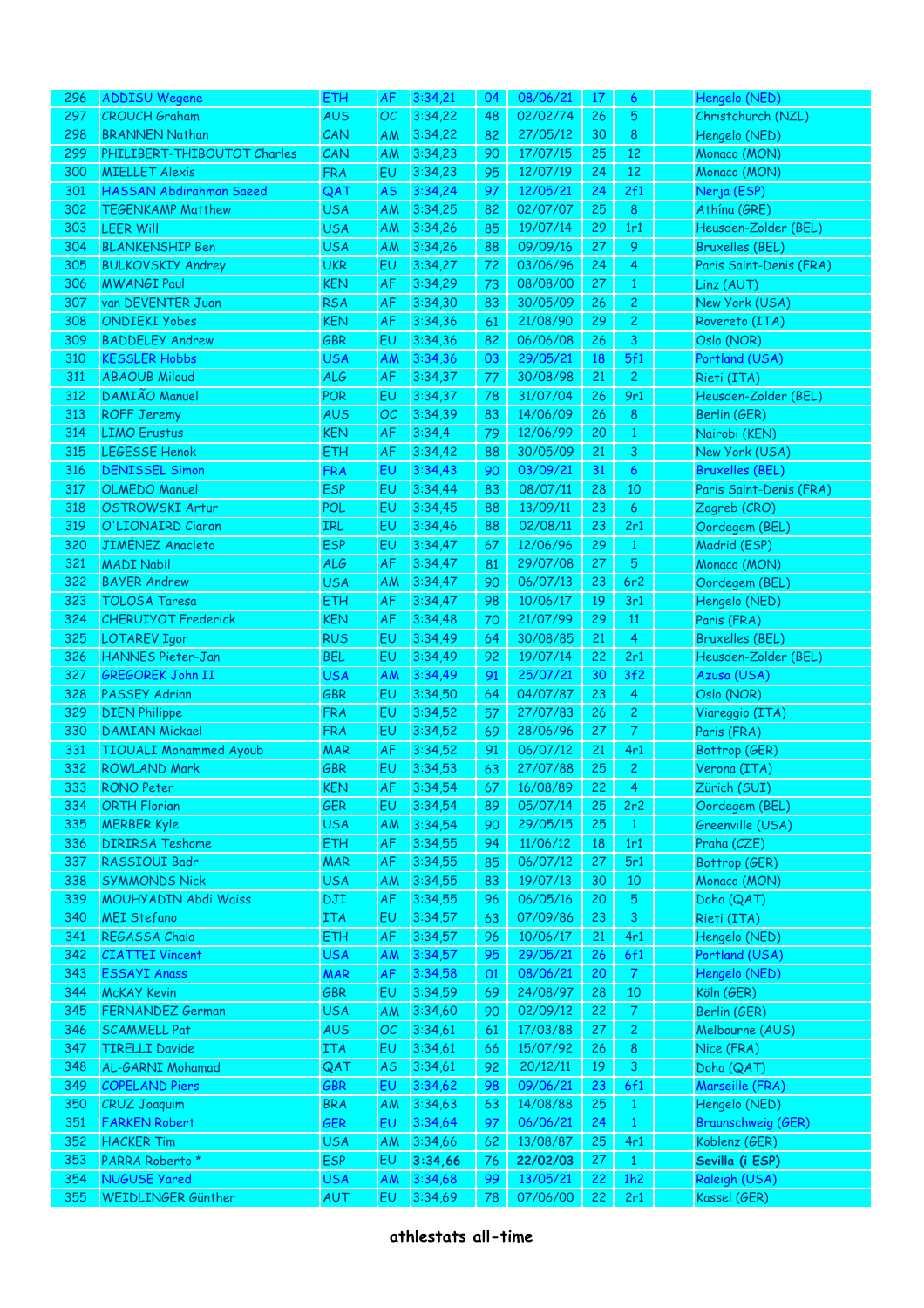| 296 | ADDISU Wegene | ETH | AF | 3:34,21 | 04 | 08/06/21 | 17 | 6 | | Hengelo (NED) |
|---|---|---|---|---|---|---|---|---|---|---|
| 297 | CROUCH Graham | AUS | OC | 3:34,22 | 48 | 02/02/74 | 26 | 5 | | Christchurch (NZL) |
| 298 | BRANNEN Nathan | CAN | AM | 3:34,22 | 82 | 27/05/12 | 30 | 8 | | Hengelo (NED) |
| 299 | PHILIBERT-THIBOUTOT Charles | CAN | AM | 3:34,23 | 90 | 17/07/15 | 25 | 12 | | Monaco (MON) |
| 300 | MIELLET Alexis | FRA | EU | 3:34,23 | 95 | 12/07/19 | 24 | 12 | | Monaco (MON) |
| 301 | HASSAN Abdirahman Saeed | QAT | AS | 3:34,24 | 97 | 12/05/21 | 24 | 2f1 | | Nerja (ESP) |
| 302 | TEGENKAMP Matthew | USA | AM | 3:34,25 | 82 | 02/07/07 | 25 | 8 | | Athína (GRE) |
| 303 | LEER Will | USA | AM | 3:34,26 | 85 | 19/07/14 | 29 | 1r1 | | Heusden-Zolder (BEL) |
| 304 | BLANKENSHIP Ben | USA | AM | 3:34,26 | 88 | 09/09/16 | 27 | 9 | | Bruxelles (BEL) |
| 305 | BULKOVSKIY Andrey | UKR | EU | 3:34,27 | 72 | 03/06/96 | 24 | 4 | | Paris Saint-Denis (FRA) |
| 306 | MWANGI Paul | KEN | AF | 3:34,29 | 73 | 08/08/00 | 27 | 1 | | Linz (AUT) |
| 307 | van DEVENTER Juan | RSA | AF | 3:34,30 | 83 | 30/05/09 | 26 | 2 | | New York (USA) |
| 308 | ONDIEKI Yobes | KEN | AF | 3:34,36 | 61 | 21/08/90 | 29 | 2 | | Rovereto (ITA) |
| 309 | BADDELEY Andrew | GBR | EU | 3:34,36 | 82 | 06/06/08 | 26 | 3 | | Oslo (NOR) |
| 310 | KESSLER Hobbs | USA | AM | 3:34,36 | 03 | 29/05/21 | 18 | 5f1 | | Portland (USA) |
| 311 | ABAOUB Miloud | ALG | AF | 3:34,37 | 77 | 30/08/98 | 21 | 2 | | Rieti (ITA) |
| 312 | DAMIÃO Manuel | POR | EU | 3:34,37 | 78 | 31/07/04 | 26 | 9r1 | | Heusden-Zolder (BEL) |
| 313 | ROFF Jeremy | AUS | OC | 3:34,39 | 83 | 14/06/09 | 26 | 8 | | Berlin (GER) |
| 314 | LIMO Erustus | KEN | AF | 3:34,4 | 79 | 12/06/99 | 20 | 1 | | Nairobi (KEN) |
| 315 | LEGESSE Henok | ETH | AF | 3:34,42 | 88 | 30/05/09 | 21 | 3 | | New York (USA) |
| 316 | DENISSEL Simon | FRA | EU | 3:34,43 | 90 | 03/09/21 | 31 | 6 | | Bruxelles (BEL) |
| 317 | OLMEDO Manuel | ESP | EU | 3:34,44 | 83 | 08/07/11 | 28 | 10 | | Paris Saint-Denis (FRA) |
| 318 | OSTROWSKI Artur | POL | EU | 3:34,45 | 88 | 13/09/11 | 23 | 6 | | Zagreb (CRO) |
| 319 | O'LIONAIRD Ciaran | IRL | EU | 3:34,46 | 88 | 02/08/11 | 23 | 2r1 | | Oordegem (BEL) |
| 320 | JIMÉNEZ Anacleto | ESP | EU | 3:34,47 | 67 | 12/06/96 | 29 | 1 | | Madrid (ESP) |
| 321 | MADI Nabil | ALG | AF | 3:34,47 | 81 | 29/07/08 | 27 | 5 | | Monaco (MON) |
| 322 | BAYER Andrew | USA | AM | 3:34,47 | 90 | 06/07/13 | 23 | 6r2 | | Oordegem (BEL) |
| 323 | TOLOSA Taresa | ETH | AF | 3:34,47 | 98 | 10/06/17 | 19 | 3r1 | | Hengelo (NED) |
| 324 | CHERUIYOT Frederick | KEN | AF | 3:34,48 | 70 | 21/07/99 | 29 | 11 | | Paris (FRA) |
| 325 | LOTAREV Igor | RUS | EU | 3:34,49 | 64 | 30/08/85 | 21 | 4 | | Bruxelles (BEL) |
| 326 | HANNES Pieter-Jan | BEL | EU | 3:34,49 | 92 | 19/07/14 | 22 | 2r1 | | Heusden-Zolder (BEL) |
| 327 | GREGOREK John II | USA | AM | 3:34,49 | 91 | 25/07/21 | 30 | 3f2 | | Azusa (USA) |
| 328 | PASSEY Adrian | GBR | EU | 3:34,50 | 64 | 04/07/87 | 23 | 4 | | Oslo (NOR) |
| 329 | DIEN Philippe | FRA | EU | 3:34,52 | 57 | 27/07/83 | 26 | 2 | | Viareggio (ITA) |
| 330 | DAMIAN Mickael | FRA | EU | 3:34,52 | 69 | 28/06/96 | 27 | 7 | | Paris (FRA) |
| 331 | TIOUALI Mohammed Ayoub | MAR | AF | 3:34,52 | 91 | 06/07/12 | 21 | 4r1 | | Bottrop (GER) |
| 332 | ROWLAND Mark | GBR | EU | 3:34,53 | 63 | 27/07/88 | 25 | 2 | | Verona (ITA) |
| 333 | RONO Peter | KEN | AF | 3:34,54 | 67 | 16/08/89 | 22 | 4 | | Zürich (SUI) |
| 334 | ORTH Florian | GER | EU | 3:34,54 | 89 | 05/07/14 | 25 | 2r2 | | Oordegem (BEL) |
| 335 | MERBER Kyle | USA | AM | 3:34,54 | 90 | 29/05/15 | 25 | 1 | | Greenville (USA) |
| 336 | DIRIRSA Teshome | ETH | AF | 3:34,55 | 94 | 11/06/12 | 18 | 1r1 | | Praha (CZE) |
| 337 | RASSIOUI Badr | MAR | AF | 3:34,55 | 85 | 06/07/12 | 27 | 5r1 | | Bottrop (GER) |
| 338 | SYMMONDS Nick | USA | AM | 3:34,55 | 83 | 19/07/13 | 30 | 10 | | Monaco (MON) |
| 339 | MOUHYADIN Abdi Waiss | DJI | AF | 3:34,55 | 96 | 06/05/16 | 20 | 5 | | Doha (QAT) |
| 340 | MEI Stefano | ITA | EU | 3:34,57 | 63 | 07/09/86 | 23 | 3 | | Rieti (ITA) |
| 341 | REGASSA Chala | ETH | AF | 3:34,57 | 96 | 10/06/17 | 21 | 4r1 | | Hengelo (NED) |
| 342 | CIATTEI Vincent | USA | AM | 3:34,57 | 95 | 29/05/21 | 26 | 6f1 | | Portland (USA) |
| 343 | ESSAYI Anass | MAR | AF | 3:34,58 | 01 | 08/06/21 | 20 | 7 | | Hengelo (NED) |
| 344 | McKAY Kevin | GBR | EU | 3:34,59 | 69 | 24/08/97 | 28 | 10 | | Köln (GER) |
| 345 | FERNANDEZ German | USA | AM | 3:34,60 | 90 | 02/09/12 | 22 | 7 | | Berlin (GER) |
| 346 | SCAMMELL Pat | AUS | OC | 3:34,61 | 61 | 17/03/88 | 27 | 2 | | Melbourne (AUS) |
| 347 | TIRELLI Davide | ITA | EU | 3:34,61 | 66 | 15/07/92 | 26 | 8 | | Nice (FRA) |
| 348 | AL-GARNI Mohamad | QAT | AS | 3:34,61 | 92 | 20/12/11 | 19 | 3 | | Doha (QAT) |
| 349 | COPELAND Piers | GBR | EU | 3:34,62 | 98 | 09/06/21 | 23 | 6f1 | | Marseille (FRA) |
| 350 | CRUZ Joaquim | BRA | AM | 3:34,63 | 63 | 14/08/88 | 25 | 1 | | Hengelo (NED) |
| 351 | FARKEN Robert | GER | EU | 3:34,64 | 97 | 06/06/21 | 24 | 1 | | Braunschweig (GER) |
| 352 | HACKER Tim | USA | AM | 3:34,66 | 62 | 13/08/87 | 25 | 4r1 | | Koblenz (GER) |
| 353 | PARRA Roberto * | ESP | EU | **3:34,66** | 76 | **22/02/03** | 27 | **1** | | **Sevilla (i ESP)** |
| 354 | NUGUSE Yared | USA | AM | 3:34,68 | 99 | 13/05/21 | 22 | 1h2 | | Raleigh (USA) |
| 355 | WEIDLINGER Günther | AUT | EU | 3:34,69 | 78 | 07/06/00 | 22 | 2r1 | | Kassel (GER) |

athlestats all-time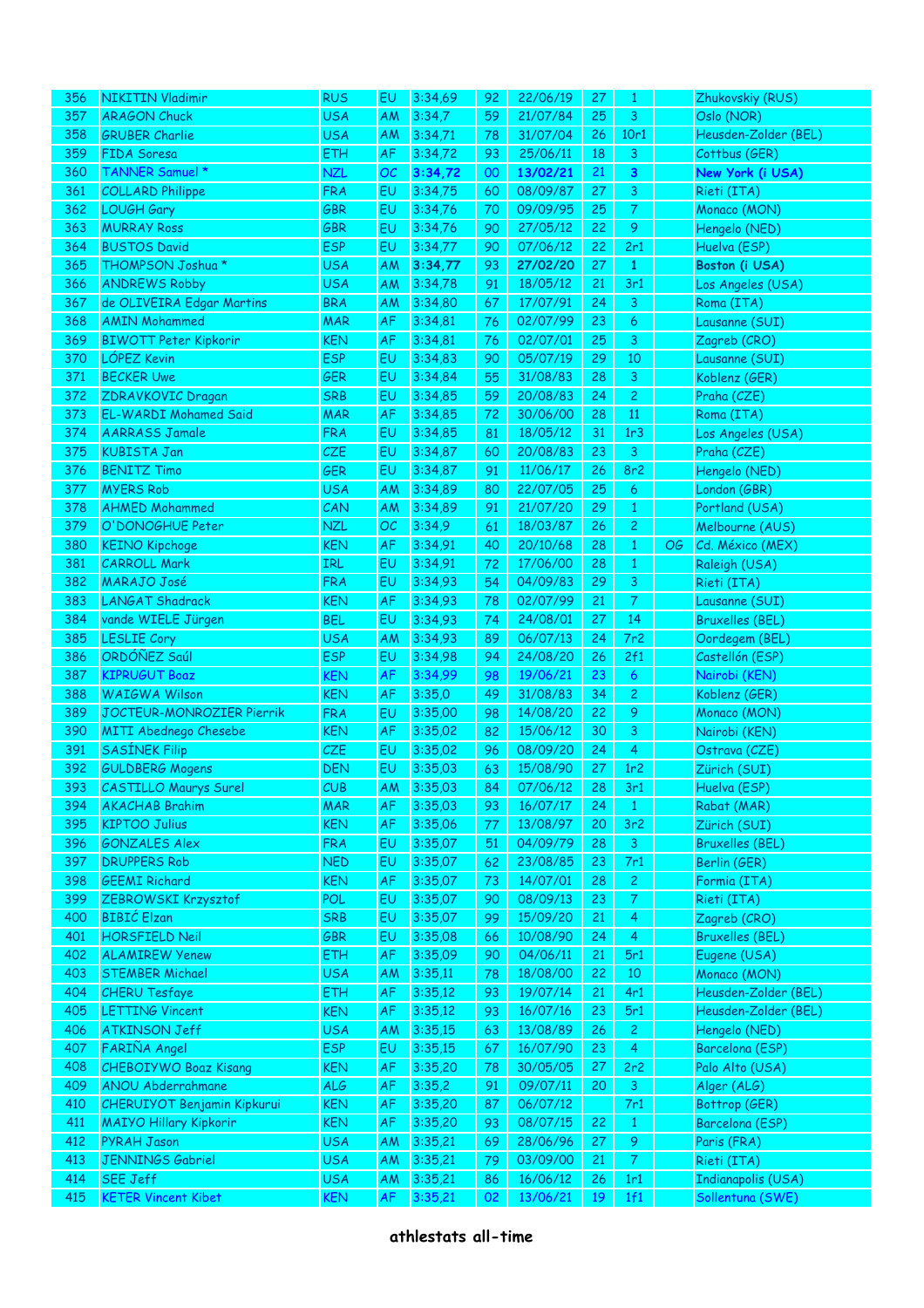| | | | | | | | | | | |
|---|---|---|---|---|---|---|---|---|---|---|
| 356 | NIKITIN Vladimir | RUS | EU | 3:34,69 | 92 | 22/06/19 | 27 | 1 | | Zhukovskiy (RUS) |
| 357 | ARAGON Chuck | USA | AM | 3:34,7 | 59 | 21/07/84 | 25 | 3 | | Oslo (NOR) |
| 358 | GRUBER Charlie | USA | AM | 3:34,71 | 78 | 31/07/04 | 26 | 10r1 | | Heusden-Zolder (BEL) |
| 359 | FIDA Soresa | ETH | AF | 3:34,72 | 93 | 25/06/11 | 18 | 3 | | Cottbus (GER) |
| 360 | TANNER Samuel * | NZL | OC | **3:34,72** | 00 | **13/02/21** | 21 | **3** | | **New York (i USA)** |
| 361 | COLLARD Philippe | FRA | EU | 3:34,75 | 60 | 08/09/87 | 27 | 3 | | Rieti (ITA) |
| 362 | LOUGH Gary | GBR | EU | 3:34,76 | 70 | 09/09/95 | 25 | 7 | | Monaco (MON) |
| 363 | MURRAY Ross | GBR | EU | 3:34,76 | 90 | 27/05/12 | 22 | 9 | | Hengelo (NED) |
| 364 | BUSTOS David | ESP | EU | 3:34,77 | 90 | 07/06/12 | 22 | 2r1 | | Huelva (ESP) |
| 365 | THOMPSON Joshua * | USA | AM | **3:34,77** | 93 | **27/02/20** | 27 | **1** | | **Boston (i USA)** |
| 366 | ANDREWS Robby | USA | AM | 3:34,78 | 91 | 18/05/12 | 21 | 3r1 | | Los Angeles (USA) |
| 367 | de OLIVEIRA Edgar Martins | BRA | AM | 3:34,80 | 67 | 17/07/91 | 24 | 3 | | Roma (ITA) |
| 368 | AMIN Mohammed | MAR | AF | 3:34,81 | 76 | 02/07/99 | 23 | 6 | | Lausanne (SUI) |
| 369 | BIWOTT Peter Kipkorir | KEN | AF | 3:34,81 | 76 | 02/07/01 | 25 | 3 | | Zagreb (CRO) |
| 370 | LÓPEZ Kevin | ESP | EU | 3:34,83 | 90 | 05/07/19 | 29 | 10 | | Lausanne (SUI) |
| 371 | BECKER Uwe | GER | EU | 3:34,84 | 55 | 31/08/83 | 28 | 3 | | Koblenz (GER) |
| 372 | ZDRAVKOVIC Dragan | SRB | EU | 3:34,85 | 59 | 20/08/83 | 24 | 2 | | Praha (CZE) |
| 373 | EL-WARDI Mohamed Said | MAR | AF | 3:34,85 | 72 | 30/06/00 | 28 | 11 | | Roma (ITA) |
| 374 | AARRASS Jamale | FRA | EU | 3:34,85 | 81 | 18/05/12 | 31 | 1r3 | | Los Angeles (USA) |
| 375 | KUBISTA Jan | CZE | EU | 3:34,87 | 60 | 20/08/83 | 23 | 3 | | Praha (CZE) |
| 376 | BENITZ Timo | GER | EU | 3:34,87 | 91 | 11/06/17 | 26 | 8r2 | | Hengelo (NED) |
| 377 | MYERS Rob | USA | AM | 3:34,89 | 80 | 22/07/05 | 25 | 6 | | London (GBR) |
| 378 | AHMED Mohammed | CAN | AM | 3:34,89 | 91 | 21/07/20 | 29 | 1 | | Portland (USA) |
| 379 | O'DONOGHUE Peter | NZL | OC | 3:34,9 | 61 | 18/03/87 | 26 | 2 | | Melbourne (AUS) |
| 380 | KEINO Kipchoge | KEN | AF | 3:34,91 | 40 | 20/10/68 | 28 | 1 | OG | Cd. México (MEX) |
| 381 | CARROLL Mark | IRL | EU | 3:34,91 | 72 | 17/06/00 | 28 | 1 | | Raleigh (USA) |
| 382 | MARAJO José | FRA | EU | 3:34,93 | 54 | 04/09/83 | 29 | 3 | | Rieti (ITA) |
| 383 | LANGAT Shadrack | KEN | AF | 3:34,93 | 78 | 02/07/99 | 21 | 7 | | Lausanne (SUI) |
| 384 | vande WIELE Jürgen | BEL | EU | 3:34,93 | 74 | 24/08/01 | 27 | 14 | | Bruxelles (BEL) |
| 385 | LESLIE Cory | USA | AM | 3:34,93 | 89 | 06/07/13 | 24 | 7r2 | | Oordegem (BEL) |
| 386 | ORDÓÑEZ Saúl | ESP | EU | 3:34,98 | 94 | 24/08/20 | 26 | 2f1 | | Castellón (ESP) |
| 387 | KIPRUGUT Boaz | KEN | AF | 3:34,99 | 98 | 19/06/21 | 23 | 6 | | Nairobi (KEN) |
| 388 | WAIGWA Wilson | KEN | AF | 3:35,0 | 49 | 31/08/83 | 34 | 2 | | Koblenz (GER) |
| 389 | JOCTEUR-MONROZIER Pierrik | FRA | EU | 3:35,00 | 98 | 14/08/20 | 22 | 9 | | Monaco (MON) |
| 390 | MITI Abednego Chesebe | KEN | AF | 3:35,02 | 82 | 15/06/12 | 30 | 3 | | Nairobi (KEN) |
| 391 | SASÍNEK Filip | CZE | EU | 3:35,02 | 96 | 08/09/20 | 24 | 4 | | Ostrava (CZE) |
| 392 | GULDBERG Mogens | DEN | EU | 3:35,03 | 63 | 15/08/90 | 27 | 1r2 | | Zürich (SUI) |
| 393 | CASTILLO Maurys Surel | CUB | AM | 3:35,03 | 84 | 07/06/12 | 28 | 3r1 | | Huelva (ESP) |
| 394 | AKACHAB Brahim | MAR | AF | 3:35,03 | 93 | 16/07/17 | 24 | 1 | | Rabat (MAR) |
| 395 | KIPTOO Julius | KEN | AF | 3:35,06 | 77 | 13/08/97 | 20 | 3r2 | | Zürich (SUI) |
| 396 | GONZALES Alex | FRA | EU | 3:35,07 | 51 | 04/09/79 | 28 | 3 | | Bruxelles (BEL) |
| 397 | DRUPPERS Rob | NED | EU | 3:35,07 | 62 | 23/08/85 | 23 | 7r1 | | Berlin (GER) |
| 398 | GEEMI Richard | KEN | AF | 3:35,07 | 73 | 14/07/01 | 28 | 2 | | Formia (ITA) |
| 399 | ZEBROWSKI Krzysztof | POL | EU | 3:35,07 | 90 | 08/09/13 | 23 | 7 | | Rieti (ITA) |
| 400 | BIBIĆ Elzan | SRB | EU | 3:35,07 | 99 | 15/09/20 | 21 | 4 | | Zagreb (CRO) |
| 401 | HORSFIELD Neil | GBR | EU | 3:35,08 | 66 | 10/08/90 | 24 | 4 | | Bruxelles (BEL) |
| 402 | ALAMIREW Yenew | ETH | AF | 3:35,09 | 90 | 04/06/11 | 21 | 5r1 | | Eugene (USA) |
| 403 | STEMBER Michael | USA | AM | 3:35,11 | 78 | 18/08/00 | 22 | 10 | | Monaco (MON) |
| 404 | CHERU Tesfaye | ETH | AF | 3:35,12 | 93 | 19/07/14 | 21 | 4r1 | | Heusden-Zolder (BEL) |
| 405 | LETTING Vincent | KEN | AF | 3:35,12 | 93 | 16/07/16 | 23 | 5r1 | | Heusden-Zolder (BEL) |
| 406 | ATKINSON Jeff | USA | AM | 3:35,15 | 63 | 13/08/89 | 26 | 2 | | Hengelo (NED) |
| 407 | FARIÑA Angel | ESP | EU | 3:35,15 | 67 | 16/07/90 | 23 | 4 | | Barcelona (ESP) |
| 408 | CHEBOIYWO Boaz Kisang | KEN | AF | 3:35,20 | 78 | 30/05/05 | 27 | 2r2 | | Palo Alto (USA) |
| 409 | ANOU Abderrahmane | ALG | AF | 3:35,2 | 91 | 09/07/11 | 20 | 3 | | Alger (ALG) |
| 410 | CHERUIYOT Benjamin Kipkurui | KEN | AF | 3:35,20 | 87 | 06/07/12 | | 7r1 | | Bottrop (GER) |
| 411 | MAIYO Hillary Kipkorir | KEN | AF | 3:35,20 | 93 | 08/07/15 | 22 | 1 | | Barcelona (ESP) |
| 412 | PYRAH Jason | USA | AM | 3:35,21 | 69 | 28/06/96 | 27 | 9 | | Paris (FRA) |
| 413 | JENNINGS Gabriel | USA | AM | 3:35,21 | 79 | 03/09/00 | 21 | 7 | | Rieti (ITA) |
| 414 | SEE Jeff | USA | AM | 3:35,21 | 86 | 16/06/12 | 26 | 1r1 | | Indianapolis (USA) |
| 415 | KETER Vincent Kibet | KEN | AF | 3:35,21 | 02 | 13/06/21 | 19 | 1f1 | | Sollentuna (SWE) |

athlestats all-time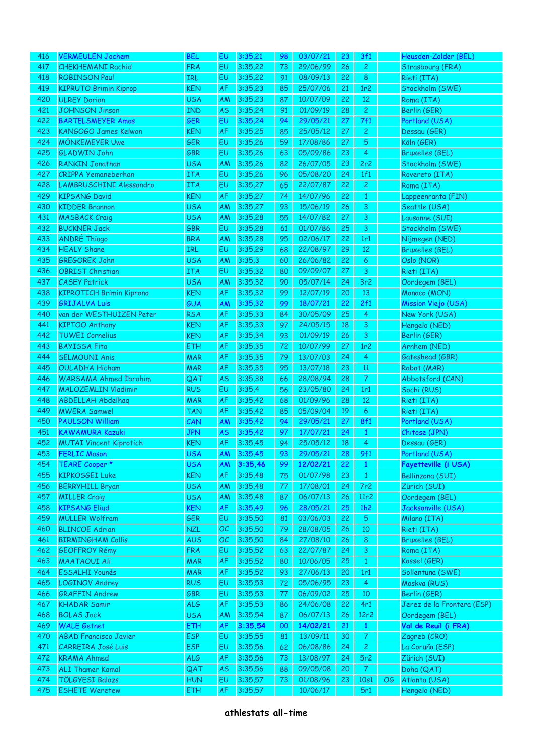| | | | | | | | | | | |
|---|---|---|---|---|---|---|---|---|---|---|
| 416 | VERMEULEN Jochem | BEL | EU | 3:35,21 | 98 | 03/07/21 | 23 | 3f1 | | Heusden-Zolder (BEL) |
| 417 | CHEKHEMANI Rachid | FRA | EU | 3:35,22 | 73 | 29/06/99 | 26 | 2 | | Strasbourg (FRA) |
| 418 | ROBINSON Paul | IRL | EU | 3:35,22 | 91 | 08/09/13 | 22 | 8 | | Rieti (ITA) |
| 419 | KIPRUTO Brimin Kiprop | KEN | AF | 3:35,23 | 85 | 25/07/06 | 21 | 1r2 | | Stockholm (SWE) |
| 420 | ULREY Dorian | USA | AM | 3:35,23 | 87 | 10/07/09 | 22 | 12 | | Roma (ITA) |
| 421 | JOHNSON Jinson | IND | AS | 3:35,24 | 91 | 01/09/19 | 28 | 2 | | Berlin (GER) |
| 422 | BARTELSMEYER Amos | GER | EU | 3:35,24 | 94 | 29/05/21 | 27 | 7f1 | | Portland (USA) |
| 423 | KANGOGO James Kelwon | KEN | AF | 3:35,25 | 85 | 25/05/12 | 27 | 2 | | Dessau (GER) |
| 424 | MÖNKEMEYER Uwe | GER | EU | 3:35,26 | 59 | 17/08/86 | 27 | 5 | | Köln (GER) |
| 425 | GLADWIN John | GBR | EU | 3:35,26 | 63 | 05/09/86 | 23 | 4 | | Bruxelles (BEL) |
| 426 | RANKIN Jonathan | USA | AM | 3:35,26 | 82 | 26/07/05 | 23 | 2r2 | | Stockholm (SWE) |
| 427 | CRIPPA Yemaneberhan | ITA | EU | 3:35,26 | 96 | 05/08/20 | 24 | 1f1 | | Rovereto (ITA) |
| 428 | LAMBRUSCHINI Alessandro | ITA | EU | 3:35,27 | 65 | 22/07/87 | 22 | 2 | | Roma (ITA) |
| 429 | KIPSANG David | KEN | AF | 3:35,27 | 74 | 14/07/96 | 22 | 1 | | Lappeenranta (FIN) |
| 430 | KIDDER Brannon | USA | AM | 3:35,27 | 93 | 15/06/19 | 26 | 3 | | Seattle (USA) |
| 431 | MASBACK Craig | USA | AM | 3:35,28 | 55 | 14/07/82 | 27 | 3 | | Lausanne (SUI) |
| 432 | BUCKNER Jack | GBR | EU | 3:35,28 | 61 | 01/07/86 | 25 | 3 | | Stockholm (SWE) |
| 433 | ANDRÉ Thiago | BRA | AM | 3:35,28 | 95 | 02/06/17 | 22 | 1r1 | | Nijmegen (NED) |
| 434 | HEALY Shane | IRL | EU | 3:35,29 | 68 | 22/08/97 | 29 | 12 | | Bruxelles (BEL) |
| 435 | GREGOREK John | USA | AM | 3:35,3 | 60 | 26/06/82 | 22 | 6 | | Oslo (NOR) |
| 436 | OBRIST Christian | ITA | EU | 3:35,32 | 80 | 09/09/07 | 27 | 3 | | Rieti (ITA) |
| 437 | CASEY Patrick | USA | AM | 3:35,32 | 90 | 05/07/14 | 24 | 3r2 | | Oordegem (BEL) |
| 438 | KIPROTICH Brimin Kiprono | KEN | AF | 3:35,32 | 99 | 12/07/19 | 20 | 13 | | Monaco (MON) |
| 439 | GRIJALVA Luis | GUA | AM | 3:35,32 | 99 | 18/07/21 | 22 | 2f1 | | Mission Viejo (USA) |
| 440 | van der WESTHUIZEN Peter | RSA | AF | 3:35,33 | 84 | 30/05/09 | 25 | 4 | | New York (USA) |
| 441 | KIPTOO Anthony | KEN | AF | 3:35,33 | 97 | 24/05/15 | 18 | 3 | | Hengelo (NED) |
| 442 | TUWEI Cornelius | KEN | AF | 3:35,34 | 93 | 01/09/19 | 26 | 3 | | Berlin (GER) |
| 443 | BAYISSA Fita | ETH | AF | 3:35,35 | 72 | 10/07/99 | 27 | 1r2 | | Arnhem (NED) |
| 444 | SELMOUNI Anis | MAR | AF | 3:35,35 | 79 | 13/07/03 | 24 | 4 | | Gateshead (GBR) |
| 445 | OULADHA Hicham | MAR | AF | 3:35,35 | 95 | 13/07/18 | 23 | 11 | | Rabat (MAR) |
| 446 | WARSAMA Ahmed Ibrahim | QAT | AS | 3:35,38 | 66 | 28/08/94 | 28 | 7 | | Abbotsford (CAN) |
| 447 | MALOZEMLIN Vladimir | RUS | EU | 3:35,4 | 56 | 23/05/80 | 24 | 1r1 | | Sochi (RUS) |
| 448 | ABDELLAH Abdelhaq | MAR | AF | 3:35,42 | 68 | 01/09/96 | 28 | 12 | | Rieti (ITA) |
| 449 | MWERA Samwel | TAN | AF | 3:35,42 | 85 | 05/09/04 | 19 | 6 | | Rieti (ITA) |
| 450 | PAULSON William | CAN | AM | 3:35,42 | 94 | 29/05/21 | 27 | 8f1 | | Portland (USA) |
| 451 | KAWAMURA Kazuki | JPN | AS | 3:35,42 | 97 | 17/07/21 | 24 | 1 | | Chitose (JPN) |
| 452 | MUTAI Vincent Kiprotich | KEN | AF | 3:35,45 | 94 | 25/05/12 | 18 | 4 | | Dessau (GER) |
| 453 | FERLIC Mason | USA | AM | 3:35,45 | 93 | 29/05/21 | 28 | 9f1 | | Portland (USA) |
| 454 | TEARE Cooper * | USA | AM | **3:35,46** | 99 | **12/02/21** | 22 | **1** | | **Fayetteville (i USA)** |
| 455 | KIPKOSGEI Luke | KEN | AF | 3:35,48 | 75 | 01/07/98 | 23 | 1 | | Bellinzona (SUI) |
| 456 | BERRYHILL Bryan | USA | AM | 3:35,48 | 77 | 17/08/01 | 24 | 7r2 | | Zürich (SUI) |
| 457 | MILLER Craig | USA | AM | 3:35,48 | 87 | 06/07/13 | 26 | 11r2 | | Oordegem (BEL) |
| 458 | KIPSANG Eliud | KEN | AF | 3:35,49 | 96 | 28/05/21 | 25 | 1h2 | | Jacksonville (USA) |
| 459 | MÜLLER Wolfram | GER | EU | 3:35,50 | 81 | 03/06/03 | 22 | 5 | | Milano (ITA) |
| 460 | BLINCOE Adrian | NZL | OC | 3:35,50 | 79 | 28/08/05 | 26 | 10 | | Rieti (ITA) |
| 461 | BIRMINGHAM Collis | AUS | OC | 3:35,50 | 84 | 27/08/10 | 26 | 8 | | Bruxelles (BEL) |
| 462 | GEOFFROY Rémy | FRA | EU | 3:35,52 | 63 | 22/07/87 | 24 | 3 | | Roma (ITA) |
| 463 | MAATAOUI Ali | MAR | AF | 3:35,52 | 80 | 10/06/05 | 25 | 1 | | Kassel (GER) |
| 464 | ESSALHI Younés | MAR | AF | 3:35,52 | 93 | 27/06/13 | 20 | 1r1 | | Sollentuna (SWE) |
| 465 | LOGINOV Andrey | RUS | EU | 3:35,53 | 72 | 05/06/95 | 23 | 4 | | Moskva (RUS) |
| 466 | GRAFFIN Andrew | GBR | EU | 3:35,53 | 77 | 06/09/02 | 25 | 10 | | Berlin (GER) |
| 467 | KHADAR Samir | ALG | AF | 3:35,53 | 86 | 24/06/08 | 22 | 4r1 | | Jerez de la Frontera (ESP) |
| 468 | BOLAS Jack | USA | AM | 3:35,54 | 87 | 06/07/13 | 26 | 12r2 | | Oordegem (BEL) |
| 469 | WALE Getnet | ETH | AF | **3:35,54** | 00 | **14/02/21** | 21 | **1** | | **Val de Reuil (i FRA)** |
| 470 | ABAD Francisco Javier | ESP | EU | 3:35,55 | 81 | 13/09/11 | 30 | 7 | | Zagreb (CRO) |
| 471 | CARREIRA José Luis | ESP | EU | 3:35,56 | 62 | 06/08/86 | 24 | 2 | | La Coruña (ESP) |
| 472 | KRAMA Ahmed | ALG | AF | 3:35,56 | 73 | 13/08/97 | 24 | 5r2 | | Zürich (SUI) |
| 473 | ALI Thamer Kamal | QAT | AS | 3:35,56 | 88 | 09/05/08 | 20 | 7 | | Doha (QAT) |
| 474 | TÖLGYESI Balazs | HUN | EU | 3:35,57 | 73 | 01/08/96 | 23 | 10s1 | OG | Atlanta (USA) |
| 475 | ESHETE Weretew | ETH | AF | 3:35,57 | | 10/06/17 | | 5r1 | | Hengelo (NED) |

**athlestats all-time**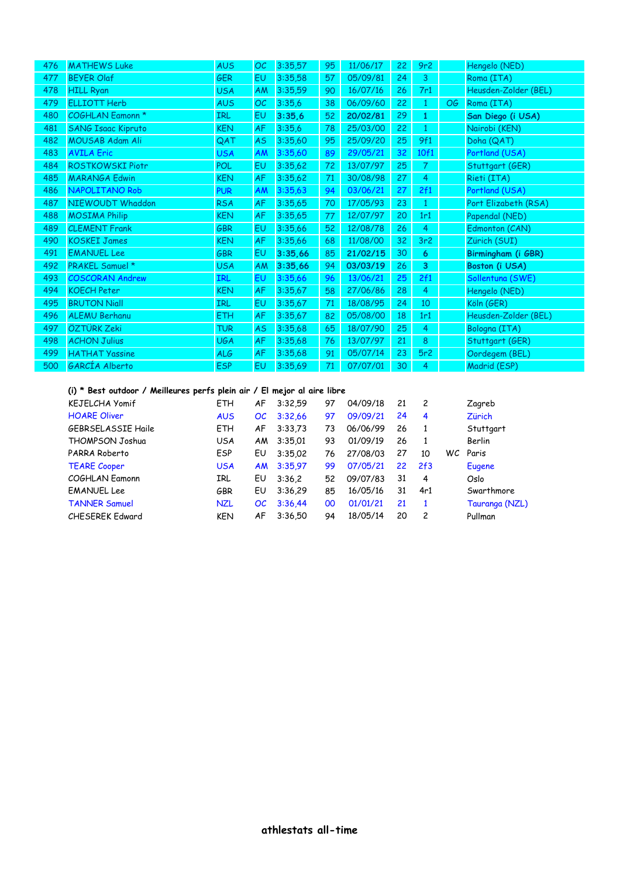| | | | | | | | | | | |
|---|---|---|---|---|---|---|---|---|---|---|
| 476 | MATHEWS Luke | AUS | OC | 3:35,57 | 95 | 11/06/17 | 22 | 9r2 | | Hengelo (NED) |
| 477 | BEYER Olaf | GER | EU | 3:35,58 | 57 | 05/09/81 | 24 | 3 | | Roma (ITA) |
| 478 | HILL Ryan | USA | AM | 3:35,59 | 90 | 16/07/16 | 26 | 7r1 | | Heusden-Zolder (BEL) |
| 479 | ELLIOTT Herb | AUS | OC | 3:35,6 | 38 | 06/09/60 | 22 | 1 | OG | Roma (ITA) |
| 480 | COGHLAN Eamonn * | IRL | EU | **3:35,6** | 52 | **20/02/81** | 29 | **1** | | **San Diego (i USA)** |
| 481 | SANG Isaac Kipruto | KEN | AF | 3:35,6 | 78 | 25/03/00 | 22 | 1 | | Nairobi (KEN) |
| 482 | MOUSAB Adam Ali | QAT | AS | 3:35,60 | 95 | 25/09/20 | 25 | 9f1 | | Doha (QAT) |
| 483 | AVILA Eric | USA | AM | 3:35,60 | 89 | 29/05/21 | 32 | 10f1 | | Portland (USA) |
| 484 | ROSTKOWSKI Piotr | POL | EU | 3:35,62 | 72 | 13/07/97 | 25 | 7 | | Stuttgart (GER) |
| 485 | MARANGA Edwin | KEN | AF | 3:35,62 | 71 | 30/08/98 | 27 | 4 | | Rieti (ITA) |
| 486 | NAPOLITANO Rob | PUR | AM | 3:35,63 | 94 | 03/06/21 | 27 | 2f1 | | Portland (USA) |
| 487 | NIEWOUDT Whaddon | RSA | AF | 3:35,65 | 70 | 17/05/93 | 23 | 1 | | Port Elizabeth (RSA) |
| 488 | MOSIMA Philip | KEN | AF | 3:35,65 | 77 | 12/07/97 | 20 | 1r1 | | Papendal (NED) |
| 489 | CLEMENT Frank | GBR | EU | 3:35,66 | 52 | 12/08/78 | 26 | 4 | | Edmonton (CAN) |
| 490 | KOSKEI James | KEN | AF | 3:35,66 | 68 | 11/08/00 | 32 | 3r2 | | Zürich (SUI) |
| 491 | EMANUEL Lee | GBR | EU | **3:35,66** | 85 | **21/02/15** | 30 | **6** | | **Birmingham (i GBR)** |
| 492 | PRAKEL Samuel * | USA | AM | **3:35,66** | 94 | **03/03/19** | 26 | **3** | | **Boston (i USA)** |
| 493 | COSCORAN Andrew | IRL | EU | 3:35,66 | 96 | 13/06/21 | 25 | 2f1 | | Sollentuna (SWE) |
| 494 | KOECH Peter | KEN | AF | 3:35,67 | 58 | 27/06/86 | 28 | 4 | | Hengelo (NED) |
| 495 | BRUTON Niall | IRL | EU | 3:35,67 | 71 | 18/08/95 | 24 | 10 | | Köln (GER) |
| 496 | ALEMU Berhanu | ETH | AF | 3:35,67 | 82 | 05/08/00 | 18 | 1r1 | | Heusden-Zolder (BEL) |
| 497 | ÖZTÜRK Zeki | TUR | AS | 3:35,68 | 65 | 18/07/90 | 25 | 4 | | Bologna (ITA) |
| 498 | ACHON Julius | UGA | AF | 3:35,68 | 76 | 13/07/97 | 21 | 8 | | Stuttgart (GER) |
| 499 | HATHAT Yassine | ALG | AF | 3:35,68 | 91 | 05/07/14 | 23 | 5r2 | | Oordegem (BEL) |
| 500 | GARCÍA Alberto | ESP | EU | 3:35,69 | 71 | 07/07/01 | 30 | 4 | | Madrid (ESP) |

**(i) * Best outdoor / Meilleures perfs plein air / El mejor al aire libre**

| | | | | | | | | | |
|---|---|---|---|---|---|---|---|---|---|
| KEJELCHA Yomif | ETH | AF | 3:32,59 | 97 | 04/09/18 | 21 | 2 | | Zagreb |
| HOARE Oliver | AUS | OC | 3:32,66 | 97 | 09/09/21 | 24 | 4 | | Zürich |
| GEBRSELASSIE Haile | ETH | AF | 3:33,73 | 73 | 06/06/99 | 26 | 1 | | Stuttgart |
| THOMPSON Joshua | USA | AM | 3:35,01 | 93 | 01/09/19 | 26 | 1 | | Berlin |
| PARRA Roberto | ESP | EU | 3:35,02 | 76 | 27/08/03 | 27 | 10 | WC | Paris |
| TEARE Cooper | USA | AM | 3:35,97 | 99 | 07/05/21 | 22 | 2f3 | | Eugene |
| COGHLAN Eamonn | IRL | EU | 3:36,2 | 52 | 09/07/83 | 31 | 4 | | Oslo |
| EMANUEL Lee | GBR | EU | 3:36,29 | 85 | 16/05/16 | 31 | 4r1 | | Swarthmore |
| TANNER Samuel | NZL | OC | 3:36,44 | 00 | 01/01/21 | 21 | 1 | | Tauranga (NZL) |
| CHESEREK Edward | KEN | AF | 3:36,50 | 94 | 18/05/14 | 20 | 2 | | Pullman |